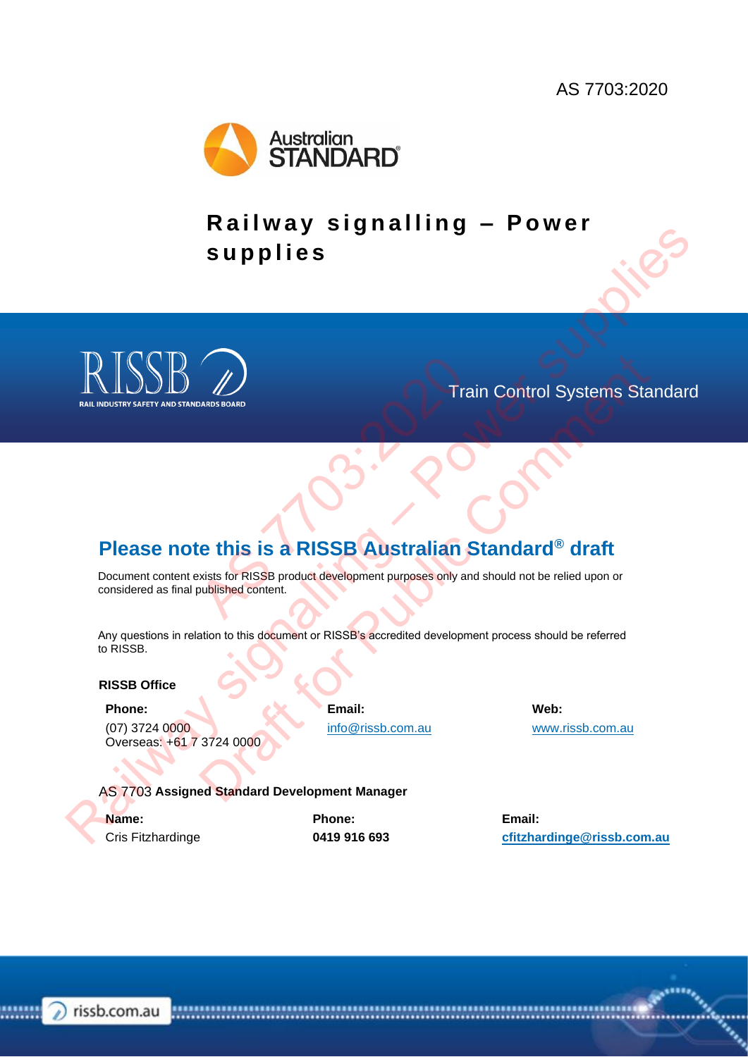AS 7703:2020

Australian STANDARD®

# Railway signalling – Power supplies

RISSB

RAIL INDUSTRY SAFETY AND STANDARDS BOARD

Train Control Systems Standard

AS 7703:2020 – Railway signalling – Power supplies

Draft for Public Comment

## Please note this is a RISSB Australian Standard® draft

Document content exists for RISSB product development purposes only and should not be relied upon or considered as final published content.

Any questions in relation to this document or RISSB's accredited development process should be referred to RISSB.

**RISSB Office**

| **Phone:** | **Email:** | **Web:** |
|---|---|---|
| (07) 3724 0000<br>Overseas: +61 7 3724 0000 | info@rissb.com.au | www.rissb.com.au |

AS 7703 **Assigned Standard Development Manager**

| **Name:** | **Phone:** | **Email:** |
|---|---|---|
| Cris Fitzhardinge | **0419 916 693** | **cfitzhardinge@rissb.com.au** |

rissb.com.au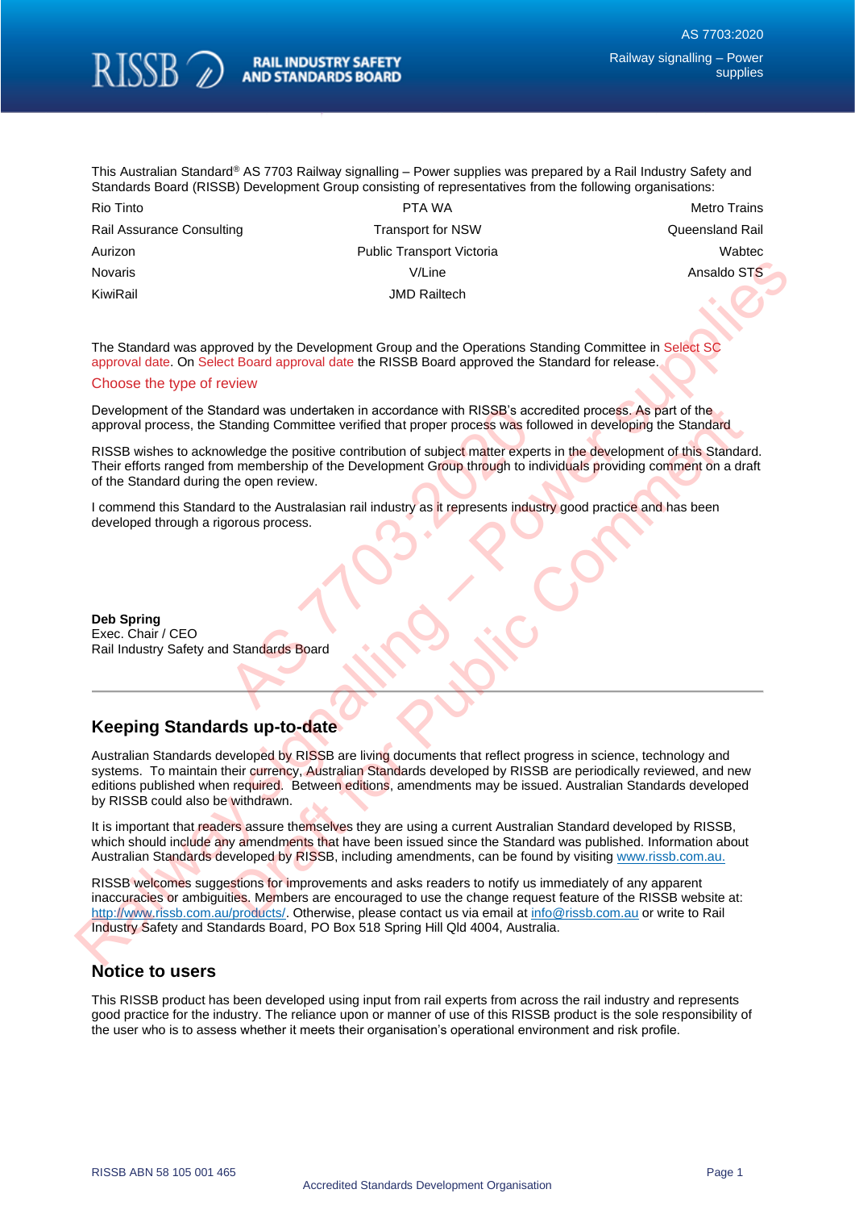This Australian Standard® AS 7703 Railway signalling – Power supplies was prepared by a Rail Industry Safety and Standards Board (RISSB) Development Group consisting of representatives from the following organisations:

| | | |
|---|---|---|
| Rio Tinto | PTA WA | Metro Trains |
| Rail Assurance Consulting | Transport for NSW | Queensland Rail |
| Aurizon | Public Transport Victoria | Wabtec |
| Novaris | V/Line | Ansaldo STS |
| KiwiRail | JMD Railtech | |

The Standard was approved by the Development Group and the Operations Standing Committee in Select SC approval date. On Select Board approval date the RISSB Board approved the Standard for release.

Choose the type of review

Development of the Standard was undertaken in accordance with RISSB's accredited process. As part of the approval process, the Standing Committee verified that proper process was followed in developing the Standard

RISSB wishes to acknowledge the positive contribution of subject matter experts in the development of this Standard. Their efforts ranged from membership of the Development Group through to individuals providing comment on a draft of the Standard during the open review.

I commend this Standard to the Australasian rail industry as it represents industry good practice and has been developed through a rigorous process.

**Deb Spring**
Exec. Chair / CEO
Rail Industry Safety and Standards Board

## Keeping Standards up-to-date

Australian Standards developed by RISSB are living documents that reflect progress in science, technology and systems. To maintain their currency, Australian Standards developed by RISSB are periodically reviewed, and new editions published when required. Between editions, amendments may be issued. Australian Standards developed by RISSB could also be withdrawn.

It is important that readers assure themselves they are using a current Australian Standard developed by RISSB, which should include any amendments that have been issued since the Standard was published. Information about Australian Standards developed by RISSB, including amendments, can be found by visiting www.rissb.com.au.

RISSB welcomes suggestions for improvements and asks readers to notify us immediately of any apparent inaccuracies or ambiguities. Members are encouraged to use the change request feature of the RISSB website at: http://www.rissb.com.au/products/. Otherwise, please contact us via email at info@rissb.com.au or write to Rail Industry Safety and Standards Board, PO Box 518 Spring Hill Qld 4004, Australia.

## Notice to users

This RISSB product has been developed using input from rail experts from across the rail industry and represents good practice for the industry. The reliance upon or manner of use of this RISSB product is the sole responsibility of the user who is to assess whether it meets their organisation's operational environment and risk profile.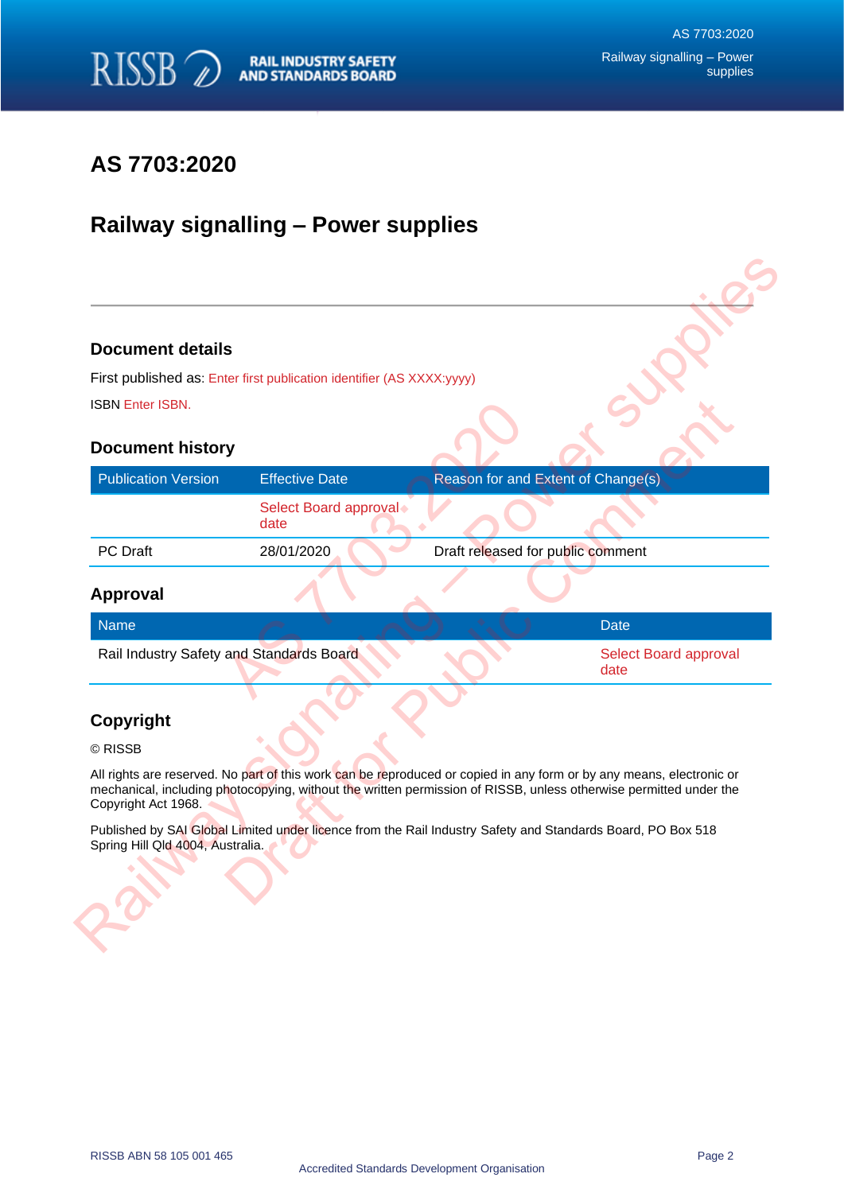# AS 7703:2020

# Railway signalling – Power supplies

## Document details

First published as: Enter first publication identifier (AS XXXX:yyyy)

ISBN Enter ISBN.

## Document history

| Publication Version | Effective Date | Reason for and Extent of Change(s) |
|---|---|---|
| | Select Board approval date | |
| PC Draft | 28/01/2020 | Draft released for public comment |

## Approval

| Name | Date |
|---|---|
| Rail Industry Safety and Standards Board | Select Board approval date |

## Copyright

© RISSB

All rights are reserved. No part of this work can be reproduced or copied in any form or by any means, electronic or mechanical, including photocopying, without the written permission of RISSB, unless otherwise permitted under the Copyright Act 1968.

Published by SAI Global Limited under licence from the Rail Industry Safety and Standards Board, PO Box 518 Spring Hill Qld 4004, Australia.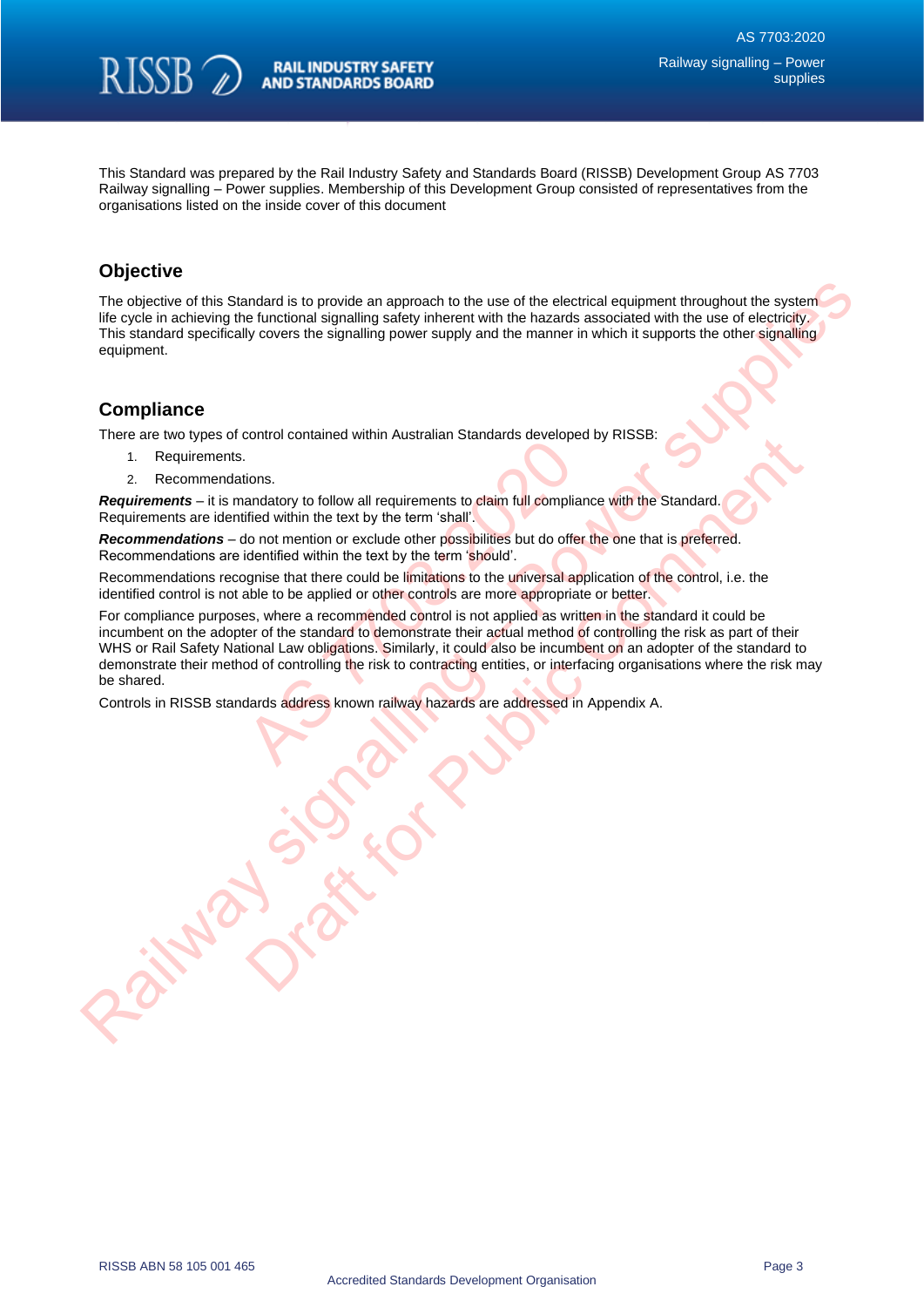This Standard was prepared by the Rail Industry Safety and Standards Board (RISSB) Development Group AS 7703 Railway signalling – Power supplies. Membership of this Development Group consisted of representatives from the organisations listed on the inside cover of this document

## Objective

The objective of this Standard is to provide an approach to the use of the electrical equipment throughout the system life cycle in achieving the functional signalling safety inherent with the hazards associated with the use of electricity. This standard specifically covers the signalling power supply and the manner in which it supports the other signalling equipment.

## Compliance

There are two types of control contained within Australian Standards developed by RISSB:

1. Requirements.
2. Recommendations.

***Requirements*** – it is mandatory to follow all requirements to claim full compliance with the Standard. Requirements are identified within the text by the term 'shall'.

***Recommendations*** – do not mention or exclude other possibilities but do offer the one that is preferred. Recommendations are identified within the text by the term 'should'.

Recommendations recognise that there could be limitations to the universal application of the control, i.e. the identified control is not able to be applied or other controls are more appropriate or better.

For compliance purposes, where a recommended control is not applied as written in the standard it could be incumbent on the adopter of the standard to demonstrate their actual method of controlling the risk as part of their WHS or Rail Safety National Law obligations. Similarly, it could also be incumbent on an adopter of the standard to demonstrate their method of controlling the risk to contracting entities, or interfacing organisations where the risk may be shared.

Controls in RISSB standards address known railway hazards are addressed in Appendix A.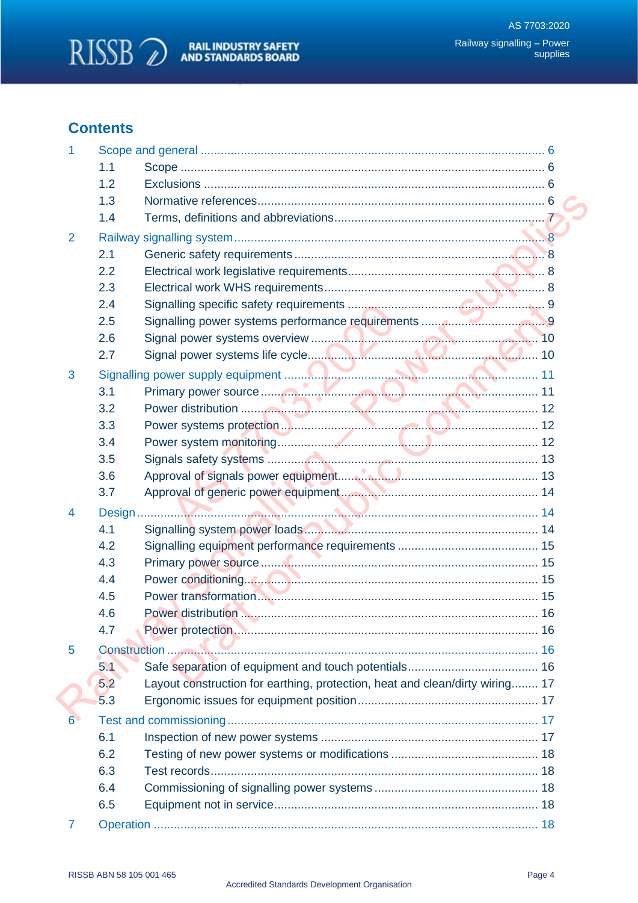## Contents

| | | | |
|---|---|---|---|
| 1 | Scope and general | | 6 |
| | 1.1 | Scope | 6 |
| | 1.2 | Exclusions | 6 |
| | 1.3 | Normative references | 6 |
| | 1.4 | Terms, definitions and abbreviations | 7 |
| 2 | Railway signalling system | | 8 |
| | 2.1 | Generic safety requirements | 8 |
| | 2.2 | Electrical work legislative requirements | 8 |
| | 2.3 | Electrical work WHS requirements | 8 |
| | 2.4 | Signalling specific safety requirements | 9 |
| | 2.5 | Signalling power systems performance requirements | 9 |
| | 2.6 | Signal power systems overview | 10 |
| | 2.7 | Signal power systems life cycle | 10 |
| 3 | Signalling power supply equipment | | 11 |
| | 3.1 | Primary power source | 11 |
| | 3.2 | Power distribution | 12 |
| | 3.3 | Power systems protection | 12 |
| | 3.4 | Power system monitoring | 12 |
| | 3.5 | Signals safety systems | 13 |
| | 3.6 | Approval of signals power equipment | 13 |
| | 3.7 | Approval of generic power equipment | 14 |
| 4 | Design | | 14 |
| | 4.1 | Signalling system power loads | 14 |
| | 4.2 | Signalling equipment performance requirements | 15 |
| | 4.3 | Primary power source | 15 |
| | 4.4 | Power conditioning | 15 |
| | 4.5 | Power transformation | 15 |
| | 4.6 | Power distribution | 16 |
| | 4.7 | Power protection | 16 |
| 5 | Construction | | 16 |
| | 5.1 | Safe separation of equipment and touch potentials | 16 |
| | 5.2 | Layout construction for earthing, protection, heat and clean/dirty wiring | 17 |
| | 5.3 | Ergonomic issues for equipment position | 17 |
| 6 | Test and commissioning | | 17 |
| | 6.1 | Inspection of new power systems | 17 |
| | 6.2 | Testing of new power systems or modifications | 18 |
| | 6.3 | Test records | 18 |
| | 6.4 | Commissioning of signalling power systems | 18 |
| | 6.5 | Equipment not in service | 18 |
| 7 | Operation | | 18 |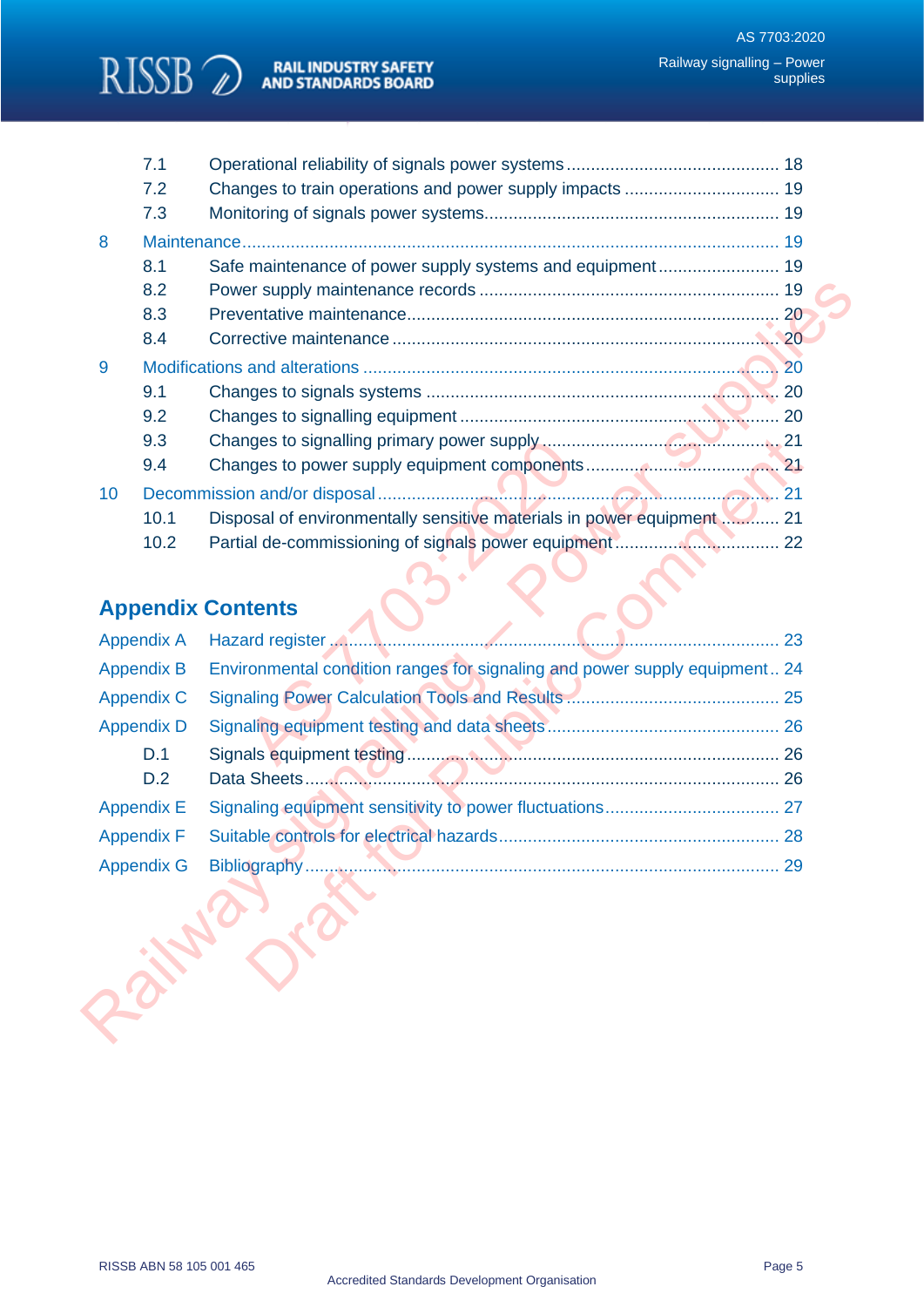7.1 Operational reliability of signals power systems ........................................... 18

7.2 Changes to train operations and power supply impacts ................................ 19

7.3 Monitoring of signals power systems.............................................................. 19

8 Maintenance........................................................................................................... 19

8.1 Safe maintenance of power supply systems and equipment ......................... 19

8.2 Power supply maintenance records ............................................................... 19

8.3 Preventative maintenance.............................................................................. 20

8.4 Corrective maintenance ................................................................................. 20

9 Modifications and alterations ................................................................................ 20

9.1 Changes to signals systems .......................................................................... 20

9.2 Changes to signalling equipment ................................................................... 20

9.3 Changes to signalling primary power supply.................................................. 21

9.4 Changes to power supply equipment components......................................... 21

10 Decommission and/or disposal............................................................................ 21

10.1 Disposal of environmentally sensitive materials in power equipment ........... 21

10.2 Partial de-commissioning of signals power equipment.................................. 22

## Appendix Contents

Appendix A Hazard register ........................................................................................ 23

Appendix B Environmental condition ranges for signaling and power supply equipment.. 24

Appendix C Signaling Power Calculation Tools and Results .......................................... 25

Appendix D Signaling equipment testing and data sheets.............................................. 26

D.1 Signals equipment testing............................................................................... 26

D.2 Data Sheets.................................................................................................... 26

Appendix E Signaling equipment sensitivity to power fluctuations................................... 27

Appendix F Suitable controls for electrical hazards......................................................... 28

Appendix G Bibliography.................................................................................................. 29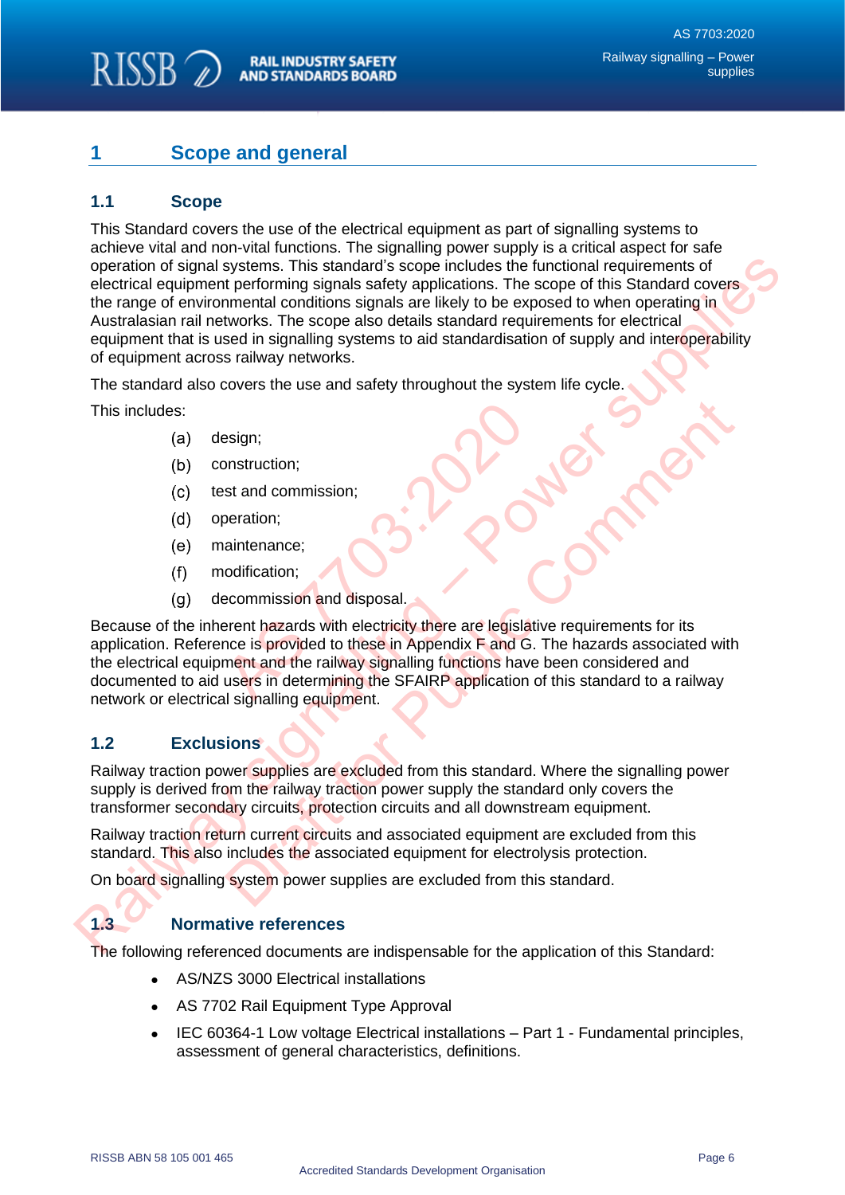# 1 Scope and general

## 1.1 Scope

This Standard covers the use of the electrical equipment as part of signalling systems to achieve vital and non-vital functions. The signalling power supply is a critical aspect for safe operation of signal systems. This standard's scope includes the functional requirements of electrical equipment performing signals safety applications. The scope of this Standard covers the range of environmental conditions signals are likely to be exposed to when operating in Australasian rail networks. The scope also details standard requirements for electrical equipment that is used in signalling systems to aid standardisation of supply and interoperability of equipment across railway networks.

The standard also covers the use and safety throughout the system life cycle.

This includes:

(a) design;

(b) construction;

(c) test and commission;

(d) operation;

(e) maintenance;

(f) modification;

(g) decommission and disposal.

Because of the inherent hazards with electricity there are legislative requirements for its application. Reference is provided to these in Appendix F and G. The hazards associated with the electrical equipment and the railway signalling functions have been considered and documented to aid users in determining the SFAIRP application of this standard to a railway network or electrical signalling equipment.

## 1.2 Exclusions

Railway traction power supplies are excluded from this standard. Where the signalling power supply is derived from the railway traction power supply the standard only covers the transformer secondary circuits, protection circuits and all downstream equipment.

Railway traction return current circuits and associated equipment are excluded from this standard. This also includes the associated equipment for electrolysis protection.

On board signalling system power supplies are excluded from this standard.

## 1.3 Normative references

The following referenced documents are indispensable for the application of this Standard:

- AS/NZS 3000 Electrical installations
- AS 7702 Rail Equipment Type Approval
- IEC 60364-1 Low voltage Electrical installations – Part 1 - Fundamental principles, assessment of general characteristics, definitions.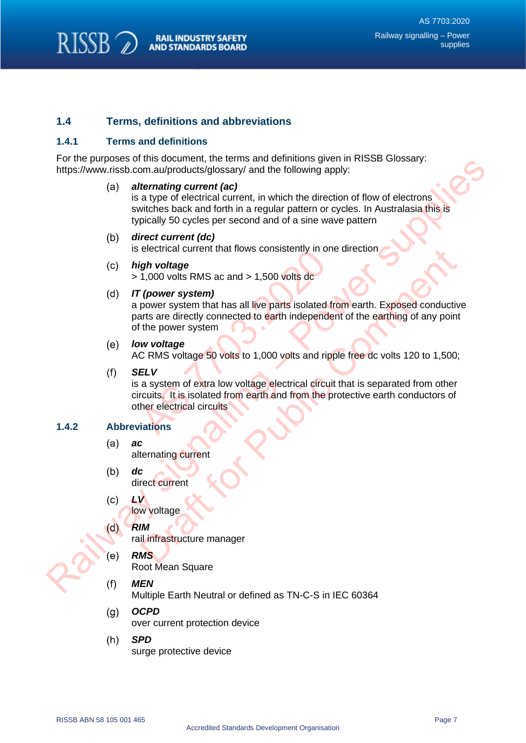## 1.4 Terms, definitions and abbreviations

### 1.4.1 Terms and definitions

For the purposes of this document, the terms and definitions given in RISSB Glossary: https://www.rissb.com.au/products/glossary/ and the following apply:

(a) ***alternating current (ac)***
is a type of electrical current, in which the direction of flow of electrons switches back and forth in a regular pattern or cycles. In Australasia this is typically 50 cycles per second and of a sine wave pattern

(b) ***direct current (dc)***
is electrical current that flows consistently in one direction

(c) ***high voltage***
> 1,000 volts RMS ac and > 1,500 volts dc

(d) ***IT (power system)***
a power system that has all live parts isolated from earth. Exposed conductive parts are directly connected to earth independent of the earthing of any point of the power system

(e) ***low voltage***
AC RMS voltage 50 volts to 1,000 volts and ripple free dc volts 120 to 1,500;

(f) ***SELV***
is a system of extra low voltage electrical circuit that is separated from other circuits. It is isolated from earth and from the protective earth conductors of other electrical circuits

### 1.4.2 Abbreviations

(a) ***ac***
alternating current

(b) ***dc***
direct current

(c) ***LV***
low voltage

(d) ***RIM***
rail infrastructure manager

(e) ***RMS***
Root Mean Square

(f) ***MEN***
Multiple Earth Neutral or defined as TN-C-S in IEC 60364

(g) ***OCPD***
over current protection device

(h) ***SPD***
surge protective device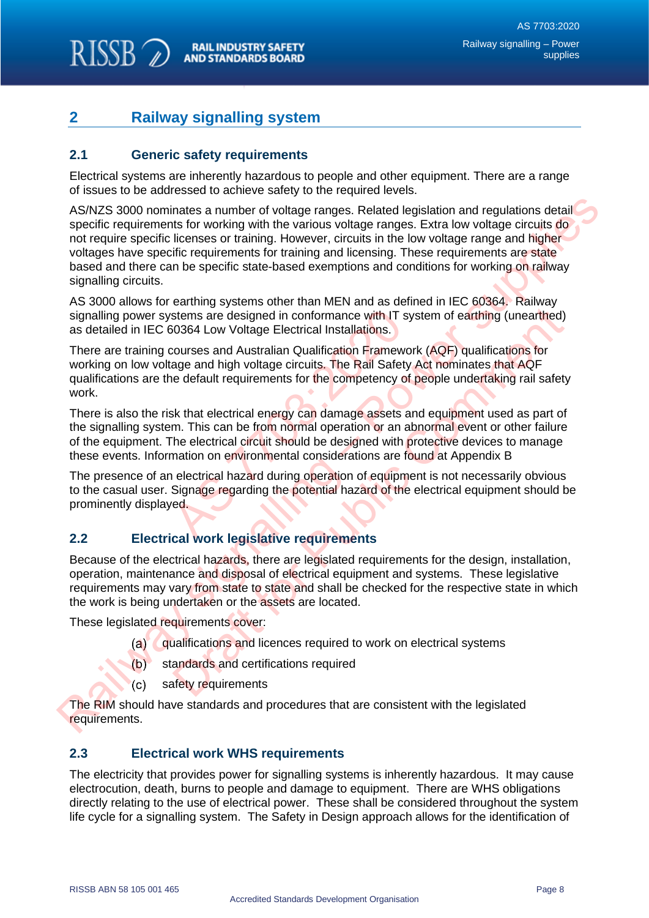# 2 Railway signalling system

## 2.1 Generic safety requirements

Electrical systems are inherently hazardous to people and other equipment. There are a range of issues to be addressed to achieve safety to the required levels.

AS/NZS 3000 nominates a number of voltage ranges. Related legislation and regulations detail specific requirements for working with the various voltage ranges. Extra low voltage circuits do not require specific licenses or training. However, circuits in the low voltage range and higher voltages have specific requirements for training and licensing. These requirements are state based and there can be specific state-based exemptions and conditions for working on railway signalling circuits.

AS 3000 allows for earthing systems other than MEN and as defined in IEC 60364. Railway signalling power systems are designed in conformance with IT system of earthing (unearthed) as detailed in IEC 60364 Low Voltage Electrical Installations.

There are training courses and Australian Qualification Framework (AQF) qualifications for working on low voltage and high voltage circuits. The Rail Safety Act nominates that AQF qualifications are the default requirements for the competency of people undertaking rail safety work.

There is also the risk that electrical energy can damage assets and equipment used as part of the signalling system. This can be from normal operation or an abnormal event or other failure of the equipment. The electrical circuit should be designed with protective devices to manage these events. Information on environmental considerations are found at Appendix B

The presence of an electrical hazard during operation of equipment is not necessarily obvious to the casual user. Signage regarding the potential hazard of the electrical equipment should be prominently displayed.

## 2.2 Electrical work legislative requirements

Because of the electrical hazards, there are legislated requirements for the design, installation, operation, maintenance and disposal of electrical equipment and systems. These legislative requirements may vary from state to state and shall be checked for the respective state in which the work is being undertaken or the assets are located.

These legislated requirements cover:

(a) qualifications and licences required to work on electrical systems

(b) standards and certifications required

(c) safety requirements

The RIM should have standards and procedures that are consistent with the legislated requirements.

## 2.3 Electrical work WHS requirements

The electricity that provides power for signalling systems is inherently hazardous. It may cause electrocution, death, burns to people and damage to equipment. There are WHS obligations directly relating to the use of electrical power. These shall be considered throughout the system life cycle for a signalling system. The Safety in Design approach allows for the identification of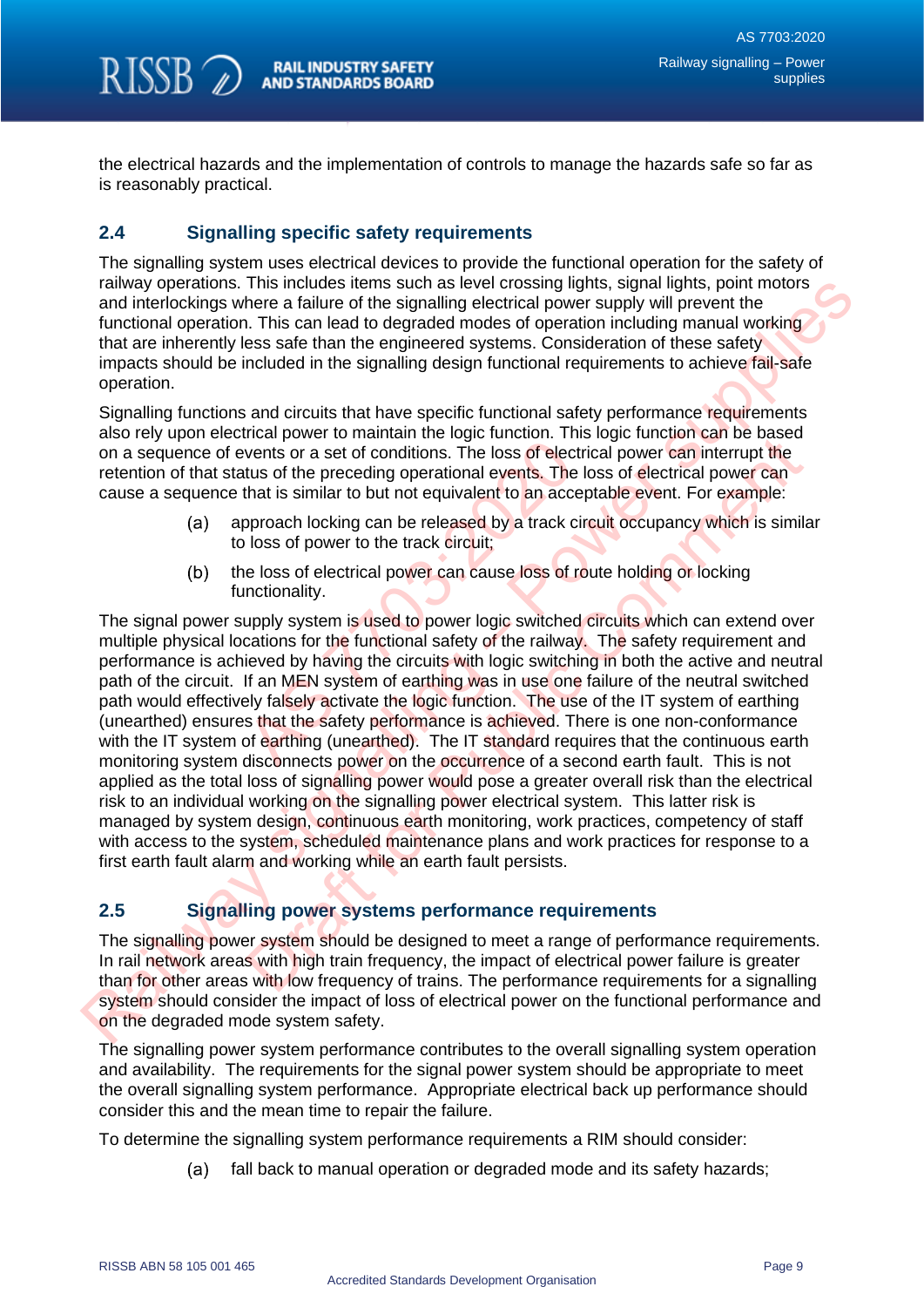the electrical hazards and the implementation of controls to manage the hazards safe so far as is reasonably practical.

## 2.4 Signalling specific safety requirements

The signalling system uses electrical devices to provide the functional operation for the safety of railway operations. This includes items such as level crossing lights, signal lights, point motors and interlockings where a failure of the signalling electrical power supply will prevent the functional operation. This can lead to degraded modes of operation including manual working that are inherently less safe than the engineered systems. Consideration of these safety impacts should be included in the signalling design functional requirements to achieve fail-safe operation.

Signalling functions and circuits that have specific functional safety performance requirements also rely upon electrical power to maintain the logic function. This logic function can be based on a sequence of events or a set of conditions. The loss of electrical power can interrupt the retention of that status of the preceding operational events. The loss of electrical power can cause a sequence that is similar to but not equivalent to an acceptable event. For example:

(a) approach locking can be released by a track circuit occupancy which is similar to loss of power to the track circuit;

(b) the loss of electrical power can cause loss of route holding or locking functionality.

The signal power supply system is used to power logic switched circuits which can extend over multiple physical locations for the functional safety of the railway. The safety requirement and performance is achieved by having the circuits with logic switching in both the active and neutral path of the circuit. If an MEN system of earthing was in use one failure of the neutral switched path would effectively falsely activate the logic function. The use of the IT system of earthing (unearthed) ensures that the safety performance is achieved. There is one non-conformance with the IT system of earthing (unearthed). The IT standard requires that the continuous earth monitoring system disconnects power on the occurrence of a second earth fault. This is not applied as the total loss of signalling power would pose a greater overall risk than the electrical risk to an individual working on the signalling power electrical system. This latter risk is managed by system design, continuous earth monitoring, work practices, competency of staff with access to the system, scheduled maintenance plans and work practices for response to a first earth fault alarm and working while an earth fault persists.

## 2.5 Signalling power systems performance requirements

The signalling power system should be designed to meet a range of performance requirements. In rail network areas with high train frequency, the impact of electrical power failure is greater than for other areas with low frequency of trains. The performance requirements for a signalling system should consider the impact of loss of electrical power on the functional performance and on the degraded mode system safety.

The signalling power system performance contributes to the overall signalling system operation and availability. The requirements for the signal power system should be appropriate to meet the overall signalling system performance. Appropriate electrical back up performance should consider this and the mean time to repair the failure.

To determine the signalling system performance requirements a RIM should consider:

(a) fall back to manual operation or degraded mode and its safety hazards;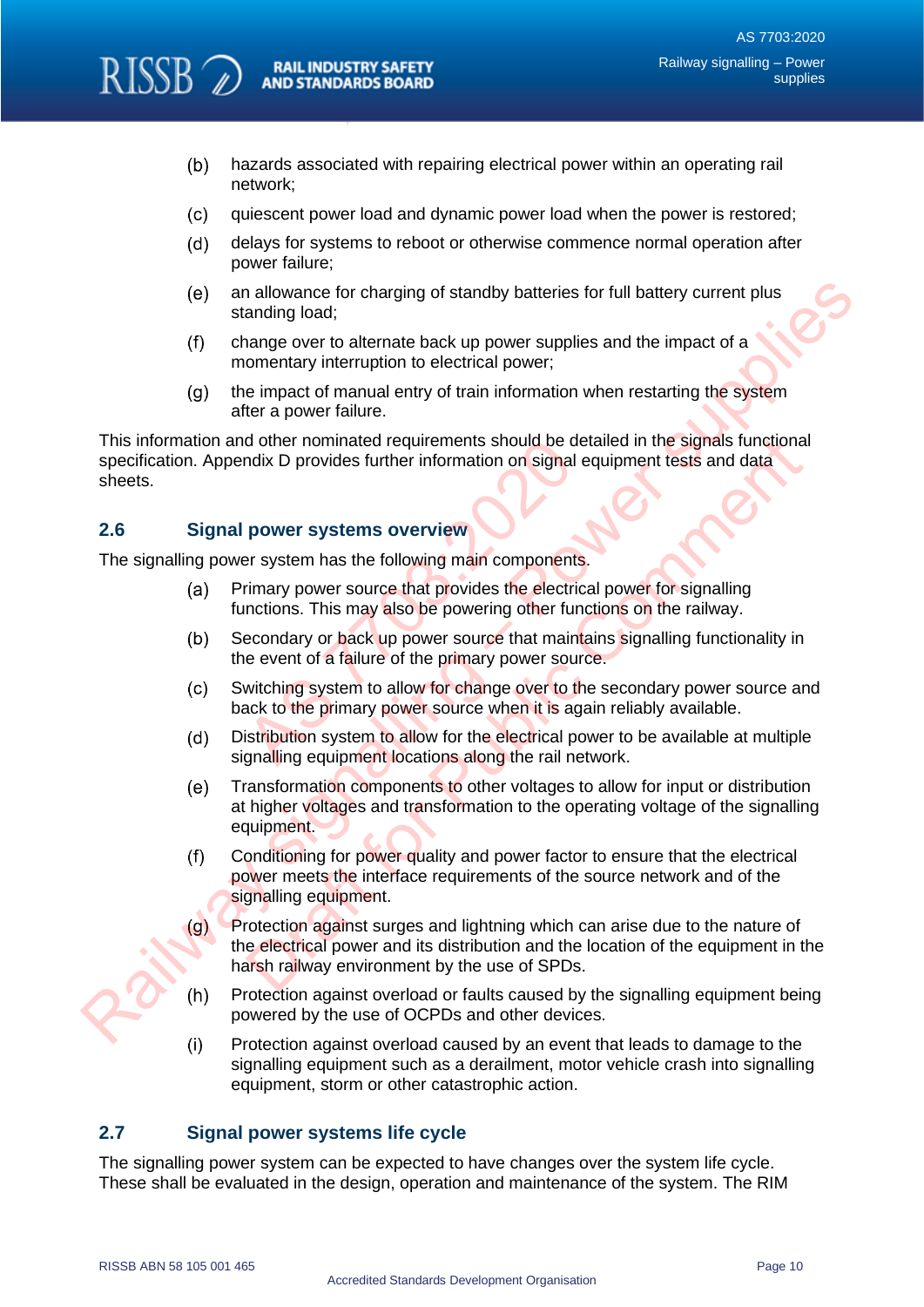(b) hazards associated with repairing electrical power within an operating rail network;

(c) quiescent power load and dynamic power load when the power is restored;

(d) delays for systems to reboot or otherwise commence normal operation after power failure;

(e) an allowance for charging of standby batteries for full battery current plus standing load;

(f) change over to alternate back up power supplies and the impact of a momentary interruption to electrical power;

(g) the impact of manual entry of train information when restarting the system after a power failure.

This information and other nominated requirements should be detailed in the signals functional specification. Appendix D provides further information on signal equipment tests and data sheets.

## 2.6 Signal power systems overview

The signalling power system has the following main components.

(a) Primary power source that provides the electrical power for signalling functions. This may also be powering other functions on the railway.

(b) Secondary or back up power source that maintains signalling functionality in the event of a failure of the primary power source.

(c) Switching system to allow for change over to the secondary power source and back to the primary power source when it is again reliably available.

(d) Distribution system to allow for the electrical power to be available at multiple signalling equipment locations along the rail network.

(e) Transformation components to other voltages to allow for input or distribution at higher voltages and transformation to the operating voltage of the signalling equipment.

(f) Conditioning for power quality and power factor to ensure that the electrical power meets the interface requirements of the source network and of the signalling equipment.

(g) Protection against surges and lightning which can arise due to the nature of the electrical power and its distribution and the location of the equipment in the harsh railway environment by the use of SPDs.

(h) Protection against overload or faults caused by the signalling equipment being powered by the use of OCPDs and other devices.

(i) Protection against overload caused by an event that leads to damage to the signalling equipment such as a derailment, motor vehicle crash into signalling equipment, storm or other catastrophic action.

## 2.7 Signal power systems life cycle

The signalling power system can be expected to have changes over the system life cycle. These shall be evaluated in the design, operation and maintenance of the system. The RIM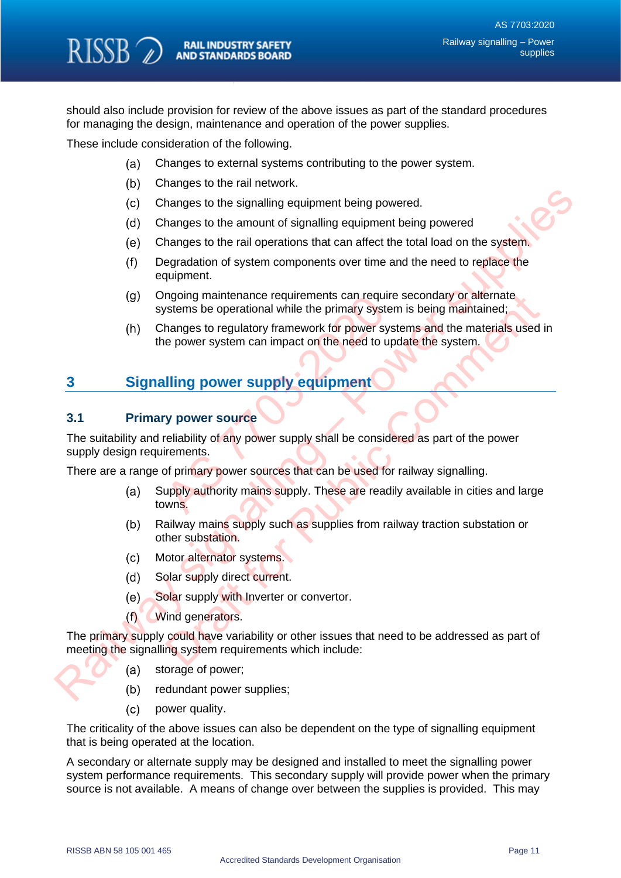should also include provision for review of the above issues as part of the standard procedures for managing the design, maintenance and operation of the power supplies.

These include consideration of the following.

(a) Changes to external systems contributing to the power system.

(b) Changes to the rail network.

(c) Changes to the signalling equipment being powered.

(d) Changes to the amount of signalling equipment being powered

(e) Changes to the rail operations that can affect the total load on the system.

(f) Degradation of system components over time and the need to replace the equipment.

(g) Ongoing maintenance requirements can require secondary or alternate systems be operational while the primary system is being maintained;

(h) Changes to regulatory framework for power systems and the materials used in the power system can impact on the need to update the system.

# 3 Signalling power supply equipment

## 3.1 Primary power source

The suitability and reliability of any power supply shall be considered as part of the power supply design requirements.

There are a range of primary power sources that can be used for railway signalling.

(a) Supply authority mains supply. These are readily available in cities and large towns.

(b) Railway mains supply such as supplies from railway traction substation or other substation.

(c) Motor alternator systems.

(d) Solar supply direct current.

(e) Solar supply with Inverter or convertor.

(f) Wind generators.

The primary supply could have variability or other issues that need to be addressed as part of meeting the signalling system requirements which include:

(a) storage of power;

(b) redundant power supplies;

(c) power quality.

The criticality of the above issues can also be dependent on the type of signalling equipment that is being operated at the location.

A secondary or alternate supply may be designed and installed to meet the signalling power system performance requirements. This secondary supply will provide power when the primary source is not available. A means of change over between the supplies is provided. This may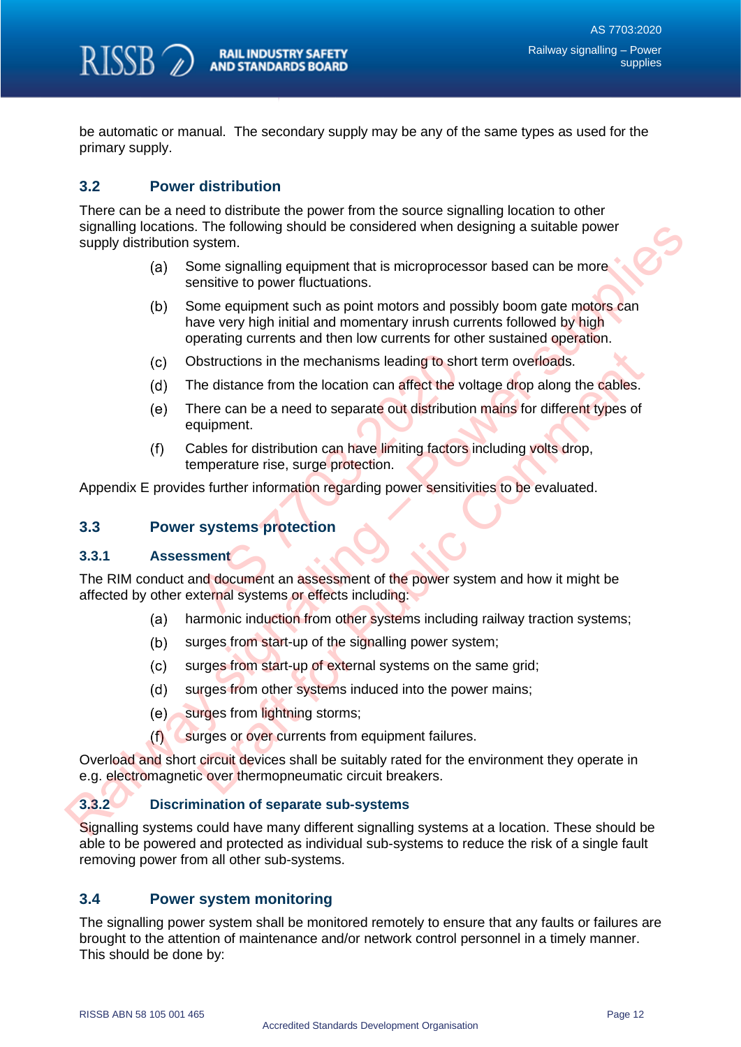be automatic or manual. The secondary supply may be any of the same types as used for the primary supply.

## 3.2 Power distribution

There can be a need to distribute the power from the source signalling location to other signalling locations. The following should be considered when designing a suitable power supply distribution system.

(a) Some signalling equipment that is microprocessor based can be more sensitive to power fluctuations.

(b) Some equipment such as point motors and possibly boom gate motors can have very high initial and momentary inrush currents followed by high operating currents and then low currents for other sustained operation.

(c) Obstructions in the mechanisms leading to short term overloads.

(d) The distance from the location can affect the voltage drop along the cables.

(e) There can be a need to separate out distribution mains for different types of equipment.

(f) Cables for distribution can have limiting factors including volts drop, temperature rise, surge protection.

Appendix E provides further information regarding power sensitivities to be evaluated.

## 3.3 Power systems protection

### 3.3.1 Assessment

The RIM conduct and document an assessment of the power system and how it might be affected by other external systems or effects including:

(a) harmonic induction from other systems including railway traction systems;

(b) surges from start-up of the signalling power system;

(c) surges from start-up of external systems on the same grid;

(d) surges from other systems induced into the power mains;

(e) surges from lightning storms;

(f) surges or over currents from equipment failures.

Overload and short circuit devices shall be suitably rated for the environment they operate in e.g. electromagnetic over thermopneumatic circuit breakers.

### 3.3.2 Discrimination of separate sub-systems

Signalling systems could have many different signalling systems at a location. These should be able to be powered and protected as individual sub-systems to reduce the risk of a single fault removing power from all other sub-systems.

## 3.4 Power system monitoring

The signalling power system shall be monitored remotely to ensure that any faults or failures are brought to the attention of maintenance and/or network control personnel in a timely manner. This should be done by: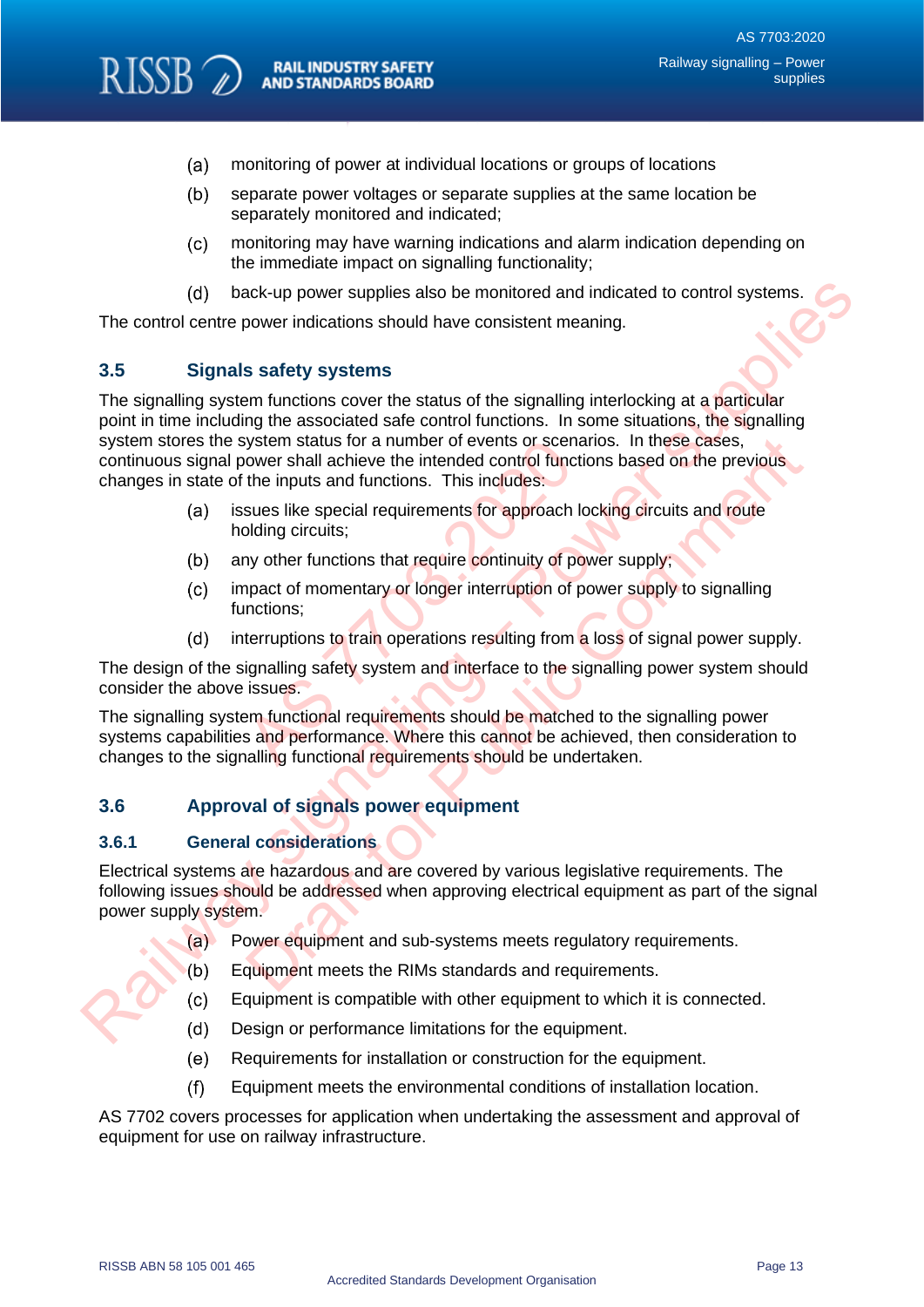(a) monitoring of power at individual locations or groups of locations

(b) separate power voltages or separate supplies at the same location be separately monitored and indicated;

(c) monitoring may have warning indications and alarm indication depending on the immediate impact on signalling functionality;

(d) back-up power supplies also be monitored and indicated to control systems.

The control centre power indications should have consistent meaning.

## 3.5 Signals safety systems

The signalling system functions cover the status of the signalling interlocking at a particular point in time including the associated safe control functions. In some situations, the signalling system stores the system status for a number of events or scenarios. In these cases, continuous signal power shall achieve the intended control functions based on the previous changes in state of the inputs and functions. This includes:

(a) issues like special requirements for approach locking circuits and route holding circuits;

(b) any other functions that require continuity of power supply;

(c) impact of momentary or longer interruption of power supply to signalling functions;

(d) interruptions to train operations resulting from a loss of signal power supply.

The design of the signalling safety system and interface to the signalling power system should consider the above issues.

The signalling system functional requirements should be matched to the signalling power systems capabilities and performance. Where this cannot be achieved, then consideration to changes to the signalling functional requirements should be undertaken.

## 3.6 Approval of signals power equipment

### 3.6.1 General considerations

Electrical systems are hazardous and are covered by various legislative requirements. The following issues should be addressed when approving electrical equipment as part of the signal power supply system.

(a) Power equipment and sub-systems meets regulatory requirements.

(b) Equipment meets the RIMs standards and requirements.

(c) Equipment is compatible with other equipment to which it is connected.

(d) Design or performance limitations for the equipment.

(e) Requirements for installation or construction for the equipment.

(f) Equipment meets the environmental conditions of installation location.

AS 7702 covers processes for application when undertaking the assessment and approval of equipment for use on railway infrastructure.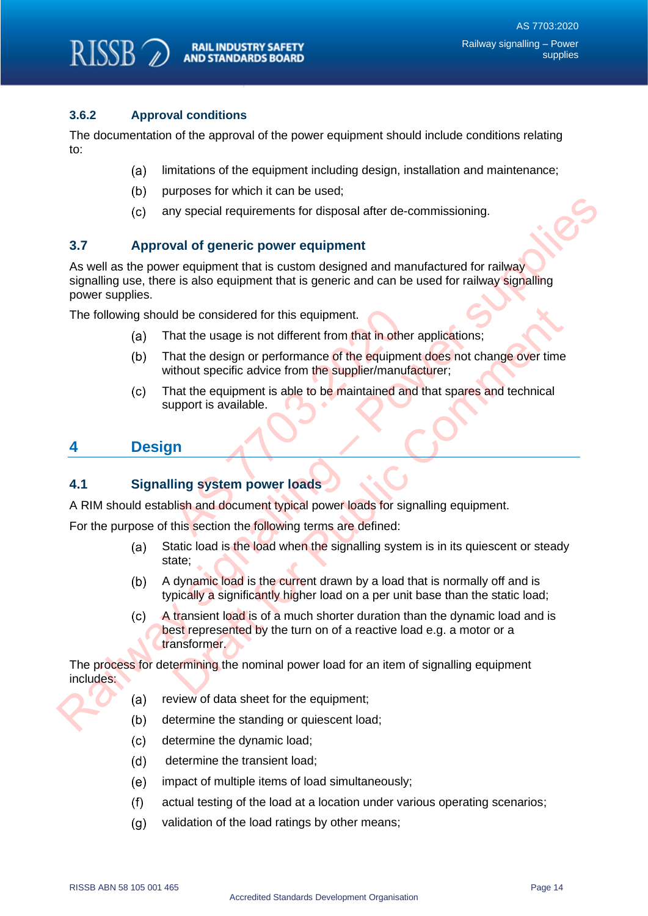### 3.6.2 Approval conditions

The documentation of the approval of the power equipment should include conditions relating to:

(a) limitations of the equipment including design, installation and maintenance;

(b) purposes for which it can be used;

(c) any special requirements for disposal after de-commissioning.

## 3.7 Approval of generic power equipment

As well as the power equipment that is custom designed and manufactured for railway signalling use, there is also equipment that is generic and can be used for railway signalling power supplies.

The following should be considered for this equipment.

(a) That the usage is not different from that in other applications;

(b) That the design or performance of the equipment does not change over time without specific advice from the supplier/manufacturer;

(c) That the equipment is able to be maintained and that spares and technical support is available.

# 4 Design

## 4.1 Signalling system power loads

A RIM should establish and document typical power loads for signalling equipment.

For the purpose of this section the following terms are defined:

(a) Static load is the load when the signalling system is in its quiescent or steady state;

(b) A dynamic load is the current drawn by a load that is normally off and is typically a significantly higher load on a per unit base than the static load;

(c) A transient load is of a much shorter duration than the dynamic load and is best represented by the turn on of a reactive load e.g. a motor or a transformer.

The process for determining the nominal power load for an item of signalling equipment includes:

(a) review of data sheet for the equipment;

(b) determine the standing or quiescent load;

(c) determine the dynamic load;

(d) determine the transient load;

(e) impact of multiple items of load simultaneously;

(f) actual testing of the load at a location under various operating scenarios;

(g) validation of the load ratings by other means;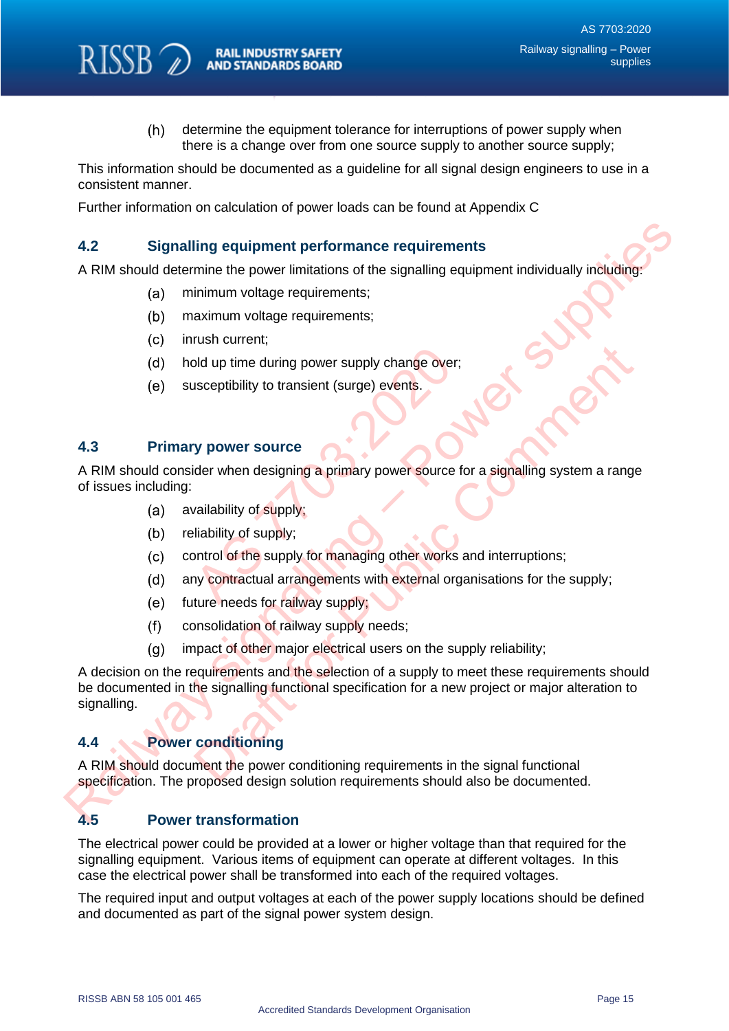(h) determine the equipment tolerance for interruptions of power supply when there is a change over from one source supply to another source supply;

This information should be documented as a guideline for all signal design engineers to use in a consistent manner.

Further information on calculation of power loads can be found at Appendix C

## 4.2 Signalling equipment performance requirements

A RIM should determine the power limitations of the signalling equipment individually including:

(a) minimum voltage requirements;

(b) maximum voltage requirements;

(c) inrush current;

(d) hold up time during power supply change over;

(e) susceptibility to transient (surge) events.

## 4.3 Primary power source

A RIM should consider when designing a primary power source for a signalling system a range of issues including:

(a) availability of supply;

(b) reliability of supply;

(c) control of the supply for managing other works and interruptions;

(d) any contractual arrangements with external organisations for the supply;

(e) future needs for railway supply;

(f) consolidation of railway supply needs;

(g) impact of other major electrical users on the supply reliability;

A decision on the requirements and the selection of a supply to meet these requirements should be documented in the signalling functional specification for a new project or major alteration to signalling.

## 4.4 Power conditioning

A RIM should document the power conditioning requirements in the signal functional specification. The proposed design solution requirements should also be documented.

## 4.5 Power transformation

The electrical power could be provided at a lower or higher voltage than that required for the signalling equipment. Various items of equipment can operate at different voltages. In this case the electrical power shall be transformed into each of the required voltages.

The required input and output voltages at each of the power supply locations should be defined and documented as part of the signal power system design.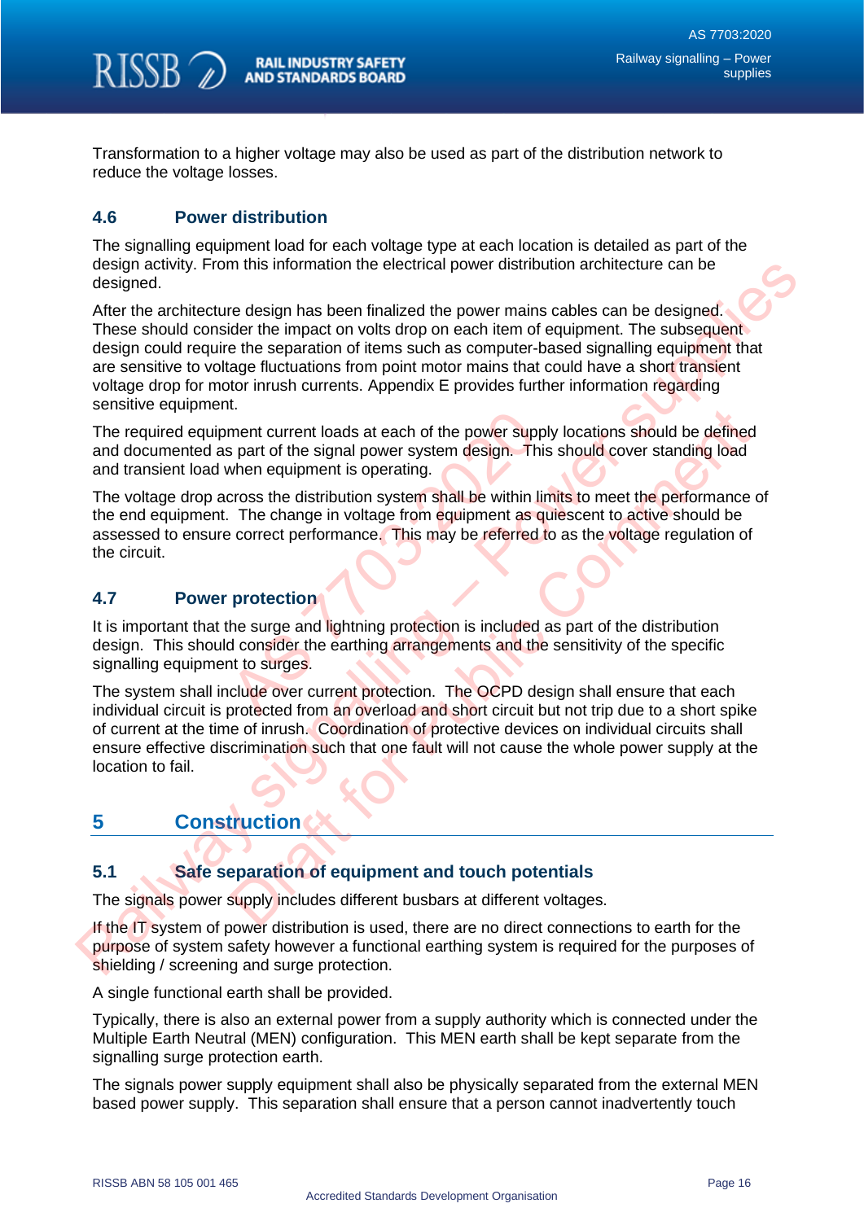Transformation to a higher voltage may also be used as part of the distribution network to reduce the voltage losses.

### 4.6 Power distribution

The signalling equipment load for each voltage type at each location is detailed as part of the design activity. From this information the electrical power distribution architecture can be designed.

After the architecture design has been finalized the power mains cables can be designed. These should consider the impact on volts drop on each item of equipment. The subsequent design could require the separation of items such as computer-based signalling equipment that are sensitive to voltage fluctuations from point motor mains that could have a short transient voltage drop for motor inrush currents. Appendix E provides further information regarding sensitive equipment.

The required equipment current loads at each of the power supply locations should be defined and documented as part of the signal power system design. This should cover standing load and transient load when equipment is operating.

The voltage drop across the distribution system shall be within limits to meet the performance of the end equipment. The change in voltage from equipment as quiescent to active should be assessed to ensure correct performance. This may be referred to as the voltage regulation of the circuit.

### 4.7 Power protection

It is important that the surge and lightning protection is included as part of the distribution design. This should consider the earthing arrangements and the sensitivity of the specific signalling equipment to surges.

The system shall include over current protection. The OCPD design shall ensure that each individual circuit is protected from an overload and short circuit but not trip due to a short spike of current at the time of inrush. Coordination of protective devices on individual circuits shall ensure effective discrimination such that one fault will not cause the whole power supply at the location to fail.

## 5 Construction

### 5.1 Safe separation of equipment and touch potentials

The signals power supply includes different busbars at different voltages.

If the IT system of power distribution is used, there are no direct connections to earth for the purpose of system safety however a functional earthing system is required for the purposes of shielding / screening and surge protection.

A single functional earth shall be provided.

Typically, there is also an external power from a supply authority which is connected under the Multiple Earth Neutral (MEN) configuration. This MEN earth shall be kept separate from the signalling surge protection earth.

The signals power supply equipment shall also be physically separated from the external MEN based power supply. This separation shall ensure that a person cannot inadvertently touch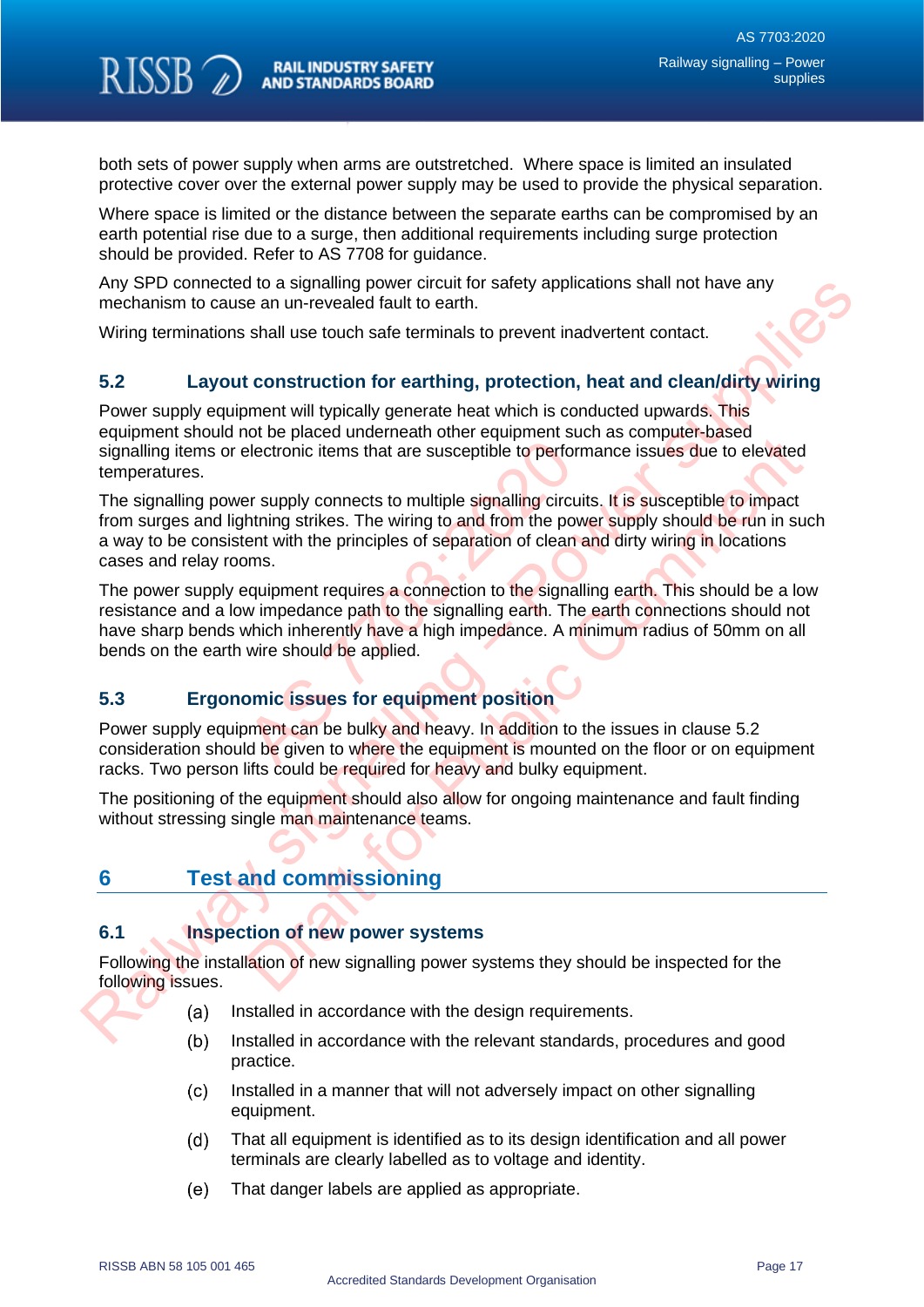both sets of power supply when arms are outstretched. Where space is limited an insulated protective cover over the external power supply may be used to provide the physical separation.

Where space is limited or the distance between the separate earths can be compromised by an earth potential rise due to a surge, then additional requirements including surge protection should be provided. Refer to AS 7708 for guidance.

Any SPD connected to a signalling power circuit for safety applications shall not have any mechanism to cause an un-revealed fault to earth.

Wiring terminations shall use touch safe terminals to prevent inadvertent contact.

### 5.2 Layout construction for earthing, protection, heat and clean/dirty wiring

Power supply equipment will typically generate heat which is conducted upwards. This equipment should not be placed underneath other equipment such as computer-based signalling items or electronic items that are susceptible to performance issues due to elevated temperatures.

The signalling power supply connects to multiple signalling circuits. It is susceptible to impact from surges and lightning strikes. The wiring to and from the power supply should be run in such a way to be consistent with the principles of separation of clean and dirty wiring in locations cases and relay rooms.

The power supply equipment requires a connection to the signalling earth. This should be a low resistance and a low impedance path to the signalling earth. The earth connections should not have sharp bends which inherently have a high impedance. A minimum radius of 50mm on all bends on the earth wire should be applied.

### 5.3 Ergonomic issues for equipment position

Power supply equipment can be bulky and heavy. In addition to the issues in clause 5.2 consideration should be given to where the equipment is mounted on the floor or on equipment racks. Two person lifts could be required for heavy and bulky equipment.

The positioning of the equipment should also allow for ongoing maintenance and fault finding without stressing single man maintenance teams.

## 6 Test and commissioning

### 6.1 Inspection of new power systems

Following the installation of new signalling power systems they should be inspected for the following issues.

(a) Installed in accordance with the design requirements.

(b) Installed in accordance with the relevant standards, procedures and good practice.

(c) Installed in a manner that will not adversely impact on other signalling equipment.

(d) That all equipment is identified as to its design identification and all power terminals are clearly labelled as to voltage and identity.

(e) That danger labels are applied as appropriate.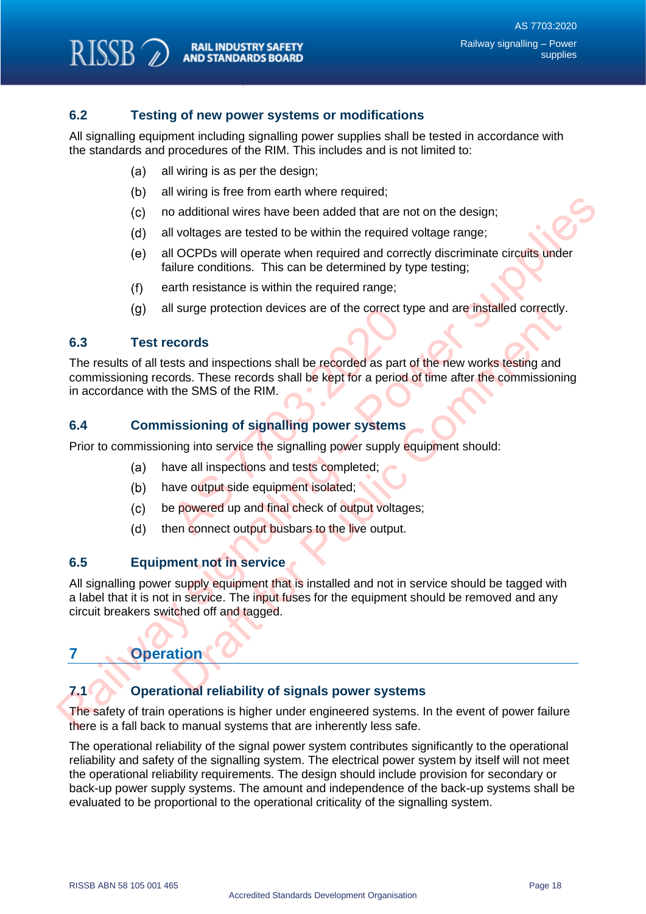### 6.2 Testing of new power systems or modifications

All signalling equipment including signalling power supplies shall be tested in accordance with the standards and procedures of the RIM. This includes and is not limited to:

(a) all wiring is as per the design;

(b) all wiring is free from earth where required;

(c) no additional wires have been added that are not on the design;

(d) all voltages are tested to be within the required voltage range;

(e) all OCPDs will operate when required and correctly discriminate circuits under failure conditions. This can be determined by type testing;

(f) earth resistance is within the required range;

(g) all surge protection devices are of the correct type and are installed correctly.

### 6.3 Test records

The results of all tests and inspections shall be recorded as part of the new works testing and commissioning records. These records shall be kept for a period of time after the commissioning in accordance with the SMS of the RIM.

### 6.4 Commissioning of signalling power systems

Prior to commissioning into service the signalling power supply equipment should:

(a) have all inspections and tests completed;

(b) have output side equipment isolated;

(c) be powered up and final check of output voltages;

(d) then connect output busbars to the live output.

### 6.5 Equipment not in service

All signalling power supply equipment that is installed and not in service should be tagged with a label that it is not in service. The input fuses for the equipment should be removed and any circuit breakers switched off and tagged.

## 7 Operation

### 7.1 Operational reliability of signals power systems

The safety of train operations is higher under engineered systems. In the event of power failure there is a fall back to manual systems that are inherently less safe.

The operational reliability of the signal power system contributes significantly to the operational reliability and safety of the signalling system. The electrical power system by itself will not meet the operational reliability requirements. The design should include provision for secondary or back-up power supply systems. The amount and independence of the back-up systems shall be evaluated to be proportional to the operational criticality of the signalling system.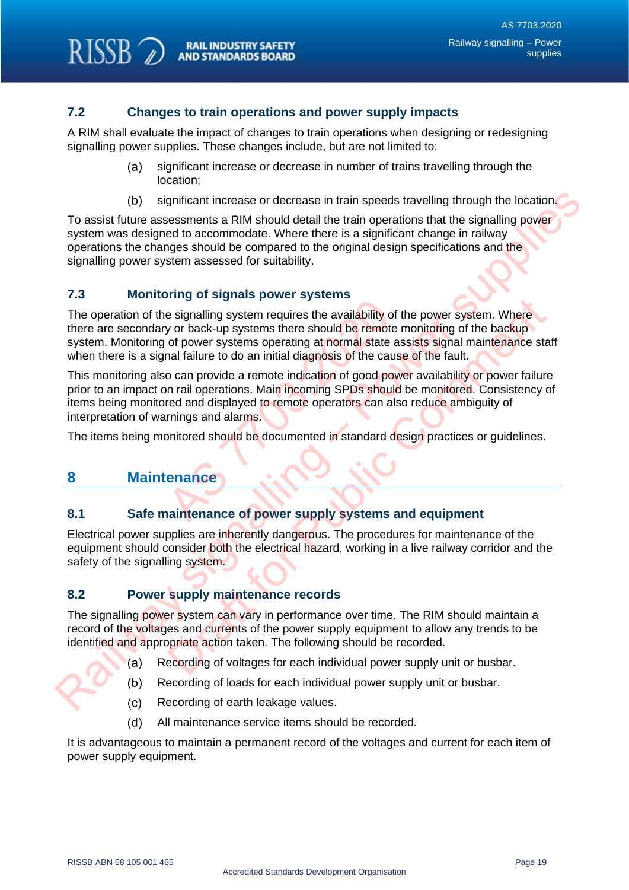### 7.2 Changes to train operations and power supply impacts

A RIM shall evaluate the impact of changes to train operations when designing or redesigning signalling power supplies. These changes include, but are not limited to:

(a) significant increase or decrease in number of trains travelling through the location;

(b) significant increase or decrease in train speeds travelling through the location.

To assist future assessments a RIM should detail the train operations that the signalling power system was designed to accommodate. Where there is a significant change in railway operations the changes should be compared to the original design specifications and the signalling power system assessed for suitability.

### 7.3 Monitoring of signals power systems

The operation of the signalling system requires the availability of the power system. Where there are secondary or back-up systems there should be remote monitoring of the backup system. Monitoring of power systems operating at normal state assists signal maintenance staff when there is a signal failure to do an initial diagnosis of the cause of the fault.

This monitoring also can provide a remote indication of good power availability or power failure prior to an impact on rail operations. Main incoming SPDs should be monitored. Consistency of items being monitored and displayed to remote operators can also reduce ambiguity of interpretation of warnings and alarms.

The items being monitored should be documented in standard design practices or guidelines.

## 8 Maintenance

### 8.1 Safe maintenance of power supply systems and equipment

Electrical power supplies are inherently dangerous. The procedures for maintenance of the equipment should consider both the electrical hazard, working in a live railway corridor and the safety of the signalling system.

### 8.2 Power supply maintenance records

The signalling power system can vary in performance over time. The RIM should maintain a record of the voltages and currents of the power supply equipment to allow any trends to be identified and appropriate action taken. The following should be recorded.

(a) Recording of voltages for each individual power supply unit or busbar.

(b) Recording of loads for each individual power supply unit or busbar.

(c) Recording of earth leakage values.

(d) All maintenance service items should be recorded.

It is advantageous to maintain a permanent record of the voltages and current for each item of power supply equipment.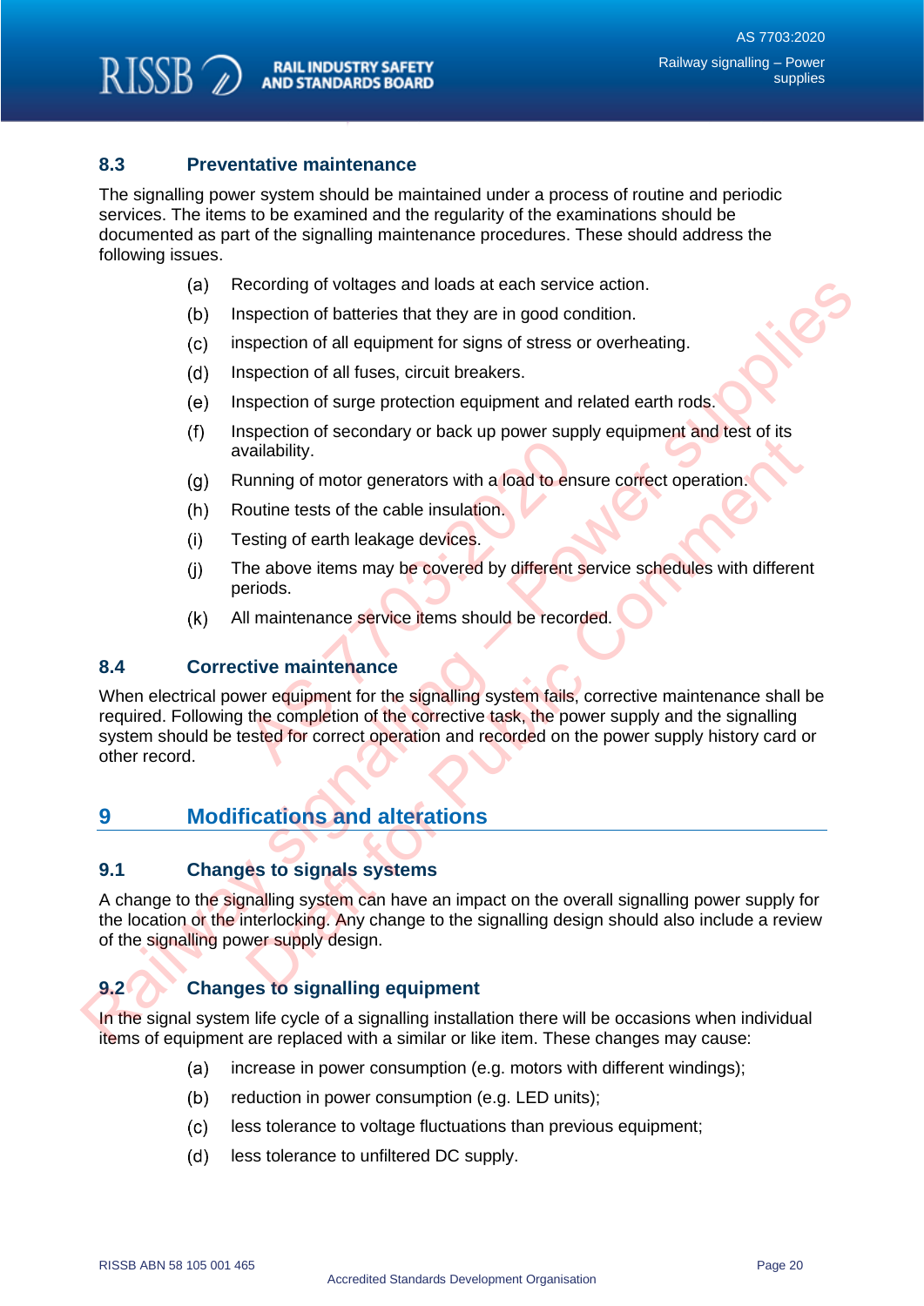### 8.3 Preventative maintenance

The signalling power system should be maintained under a process of routine and periodic services. The items to be examined and the regularity of the examinations should be documented as part of the signalling maintenance procedures. These should address the following issues.

(a) Recording of voltages and loads at each service action.

(b) Inspection of batteries that they are in good condition.

(c) inspection of all equipment for signs of stress or overheating.

(d) Inspection of all fuses, circuit breakers.

(e) Inspection of surge protection equipment and related earth rods.

(f) Inspection of secondary or back up power supply equipment and test of its availability.

(g) Running of motor generators with a load to ensure correct operation.

(h) Routine tests of the cable insulation.

(i) Testing of earth leakage devices.

(j) The above items may be covered by different service schedules with different periods.

(k) All maintenance service items should be recorded.

### 8.4 Corrective maintenance

When electrical power equipment for the signalling system fails, corrective maintenance shall be required. Following the completion of the corrective task, the power supply and the signalling system should be tested for correct operation and recorded on the power supply history card or other record.

## 9 Modifications and alterations

### 9.1 Changes to signals systems

A change to the signalling system can have an impact on the overall signalling power supply for the location or the interlocking. Any change to the signalling design should also include a review of the signalling power supply design.

### 9.2 Changes to signalling equipment

In the signal system life cycle of a signalling installation there will be occasions when individual items of equipment are replaced with a similar or like item. These changes may cause:

(a) increase in power consumption (e.g. motors with different windings);

(b) reduction in power consumption (e.g. LED units);

(c) less tolerance to voltage fluctuations than previous equipment;

(d) less tolerance to unfiltered DC supply.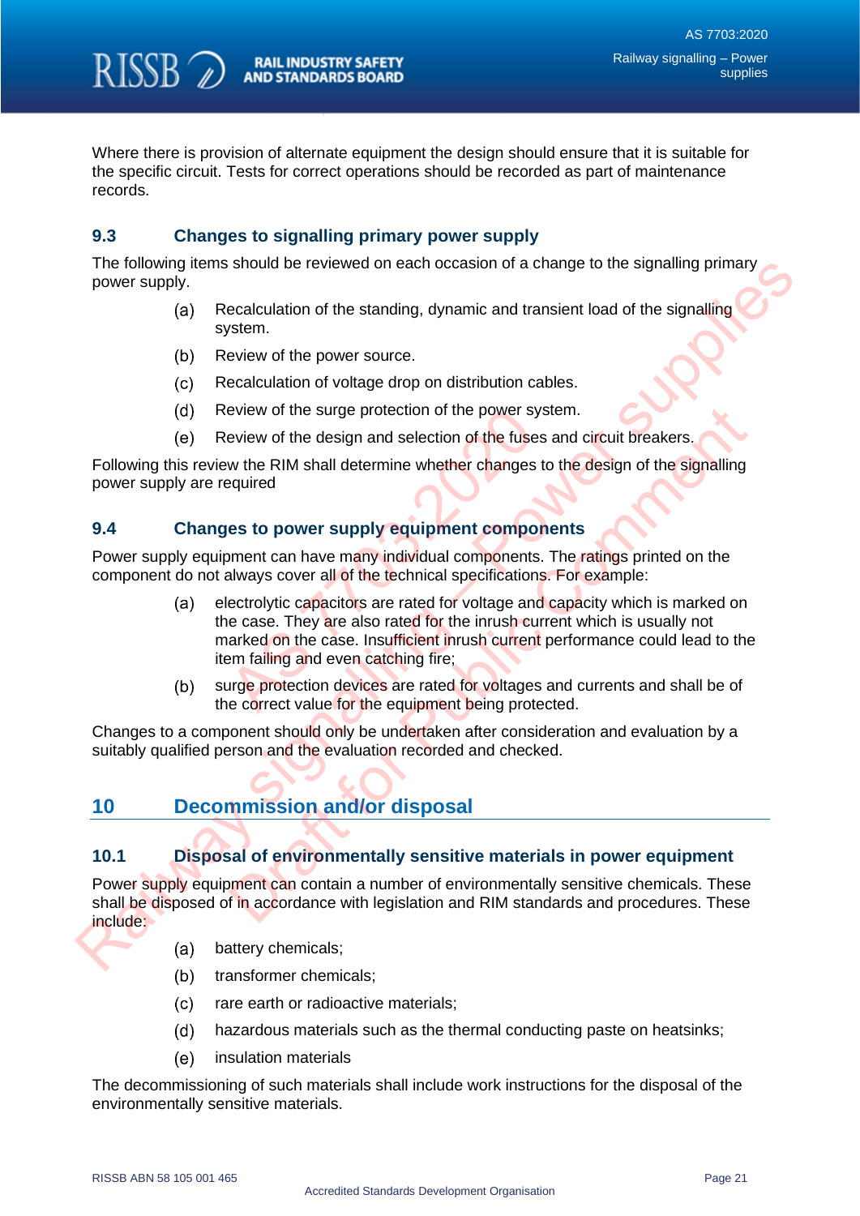Where there is provision of alternate equipment the design should ensure that it is suitable for the specific circuit. Tests for correct operations should be recorded as part of maintenance records.

### 9.3 Changes to signalling primary power supply

The following items should be reviewed on each occasion of a change to the signalling primary power supply.

(a) Recalculation of the standing, dynamic and transient load of the signalling system.

(b) Review of the power source.

(c) Recalculation of voltage drop on distribution cables.

(d) Review of the surge protection of the power system.

(e) Review of the design and selection of the fuses and circuit breakers.

Following this review the RIM shall determine whether changes to the design of the signalling power supply are required

### 9.4 Changes to power supply equipment components

Power supply equipment can have many individual components. The ratings printed on the component do not always cover all of the technical specifications. For example:

(a) electrolytic capacitors are rated for voltage and capacity which is marked on the case. They are also rated for the inrush current which is usually not marked on the case. Insufficient inrush current performance could lead to the item failing and even catching fire;

(b) surge protection devices are rated for voltages and currents and shall be of the correct value for the equipment being protected.

Changes to a component should only be undertaken after consideration and evaluation by a suitably qualified person and the evaluation recorded and checked.

## 10 Decommission and/or disposal

### 10.1 Disposal of environmentally sensitive materials in power equipment

Power supply equipment can contain a number of environmentally sensitive chemicals. These shall be disposed of in accordance with legislation and RIM standards and procedures. These include:

(a) battery chemicals;

(b) transformer chemicals;

(c) rare earth or radioactive materials;

(d) hazardous materials such as the thermal conducting paste on heatsinks;

(e) insulation materials

The decommissioning of such materials shall include work instructions for the disposal of the environmentally sensitive materials.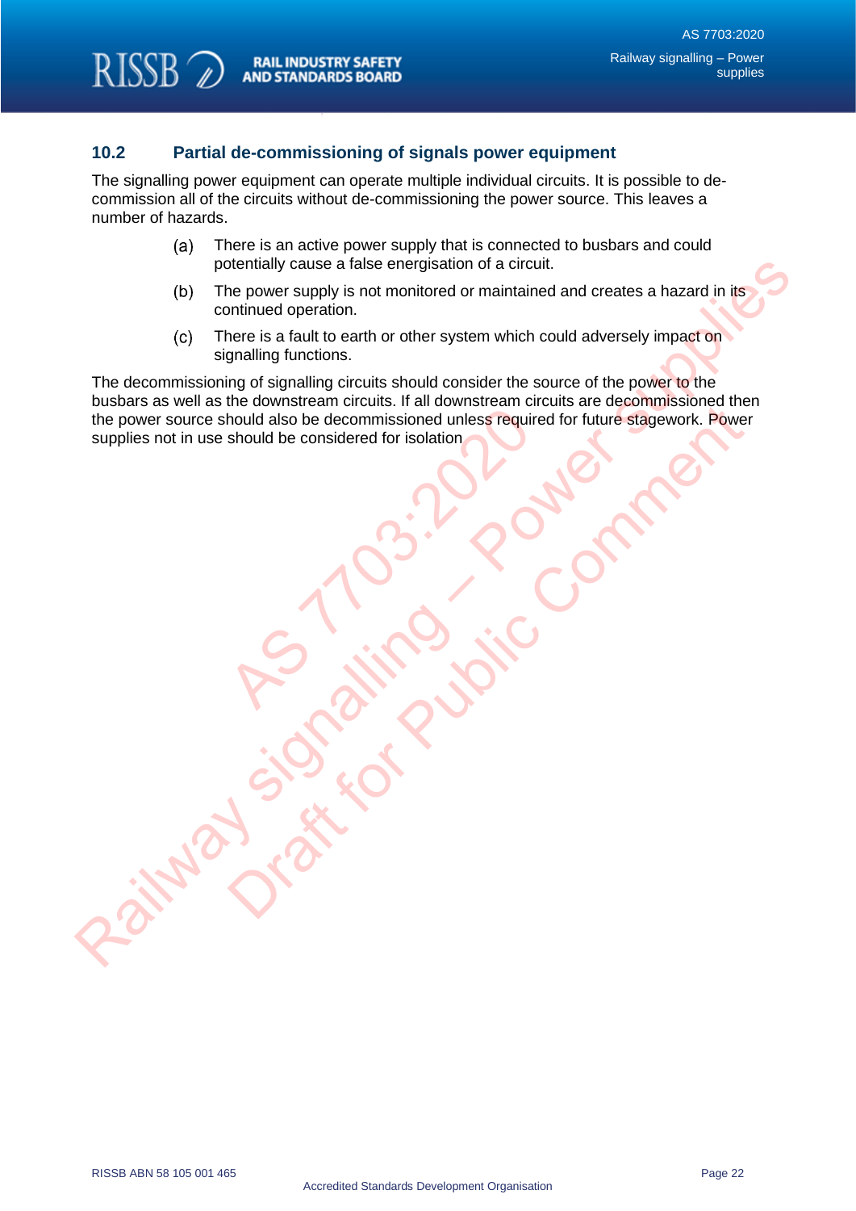## 10.2 Partial de-commissioning of signals power equipment

The signalling power equipment can operate multiple individual circuits. It is possible to de-commission all of the circuits without de-commissioning the power source. This leaves a number of hazards.

(a) There is an active power supply that is connected to busbars and could potentially cause a false energisation of a circuit.

(b) The power supply is not monitored or maintained and creates a hazard in its continued operation.

(c) There is a fault to earth or other system which could adversely impact on signalling functions.

The decommissioning of signalling circuits should consider the source of the power to the busbars as well as the downstream circuits. If all downstream circuits are decommissioned then the power source should also be decommissioned unless required for future stagework. Power supplies not in use should be considered for isolation.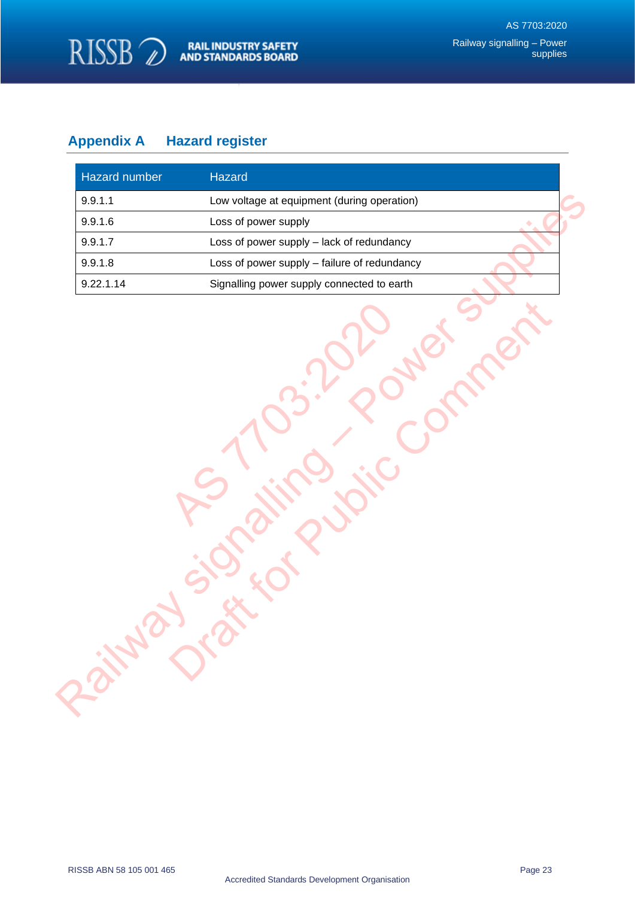# Appendix A Hazard register

| Hazard number | Hazard |
|---|---|
| 9.9.1.1 | Low voltage at equipment (during operation) |
| 9.9.1.6 | Loss of power supply |
| 9.9.1.7 | Loss of power supply – lack of redundancy |
| 9.9.1.8 | Loss of power supply – failure of redundancy |
| 9.22.1.14 | Signalling power supply connected to earth |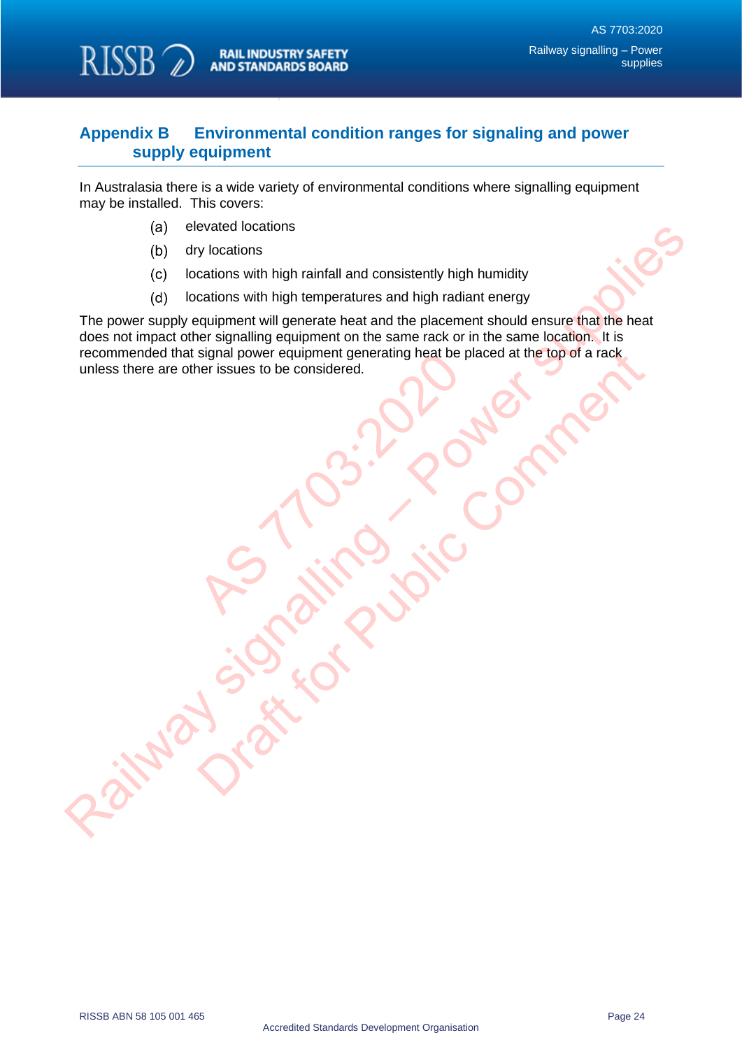# Appendix B Environmental condition ranges for signaling and power supply equipment

In Australasia there is a wide variety of environmental conditions where signalling equipment may be installed. This covers:

(a) elevated locations

(b) dry locations

(c) locations with high rainfall and consistently high humidity

(d) locations with high temperatures and high radiant energy

The power supply equipment will generate heat and the placement should ensure that the heat does not impact other signalling equipment on the same rack or in the same location. It is recommended that signal power equipment generating heat be placed at the top of a rack unless there are other issues to be considered.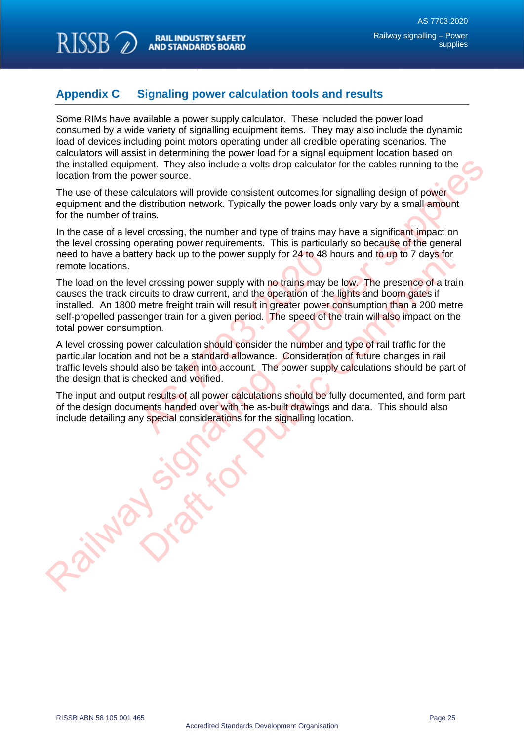# Appendix C Signaling power calculation tools and results

Some RIMs have available a power supply calculator. These included the power load consumed by a wide variety of signalling equipment items. They may also include the dynamic load of devices including point motors operating under all credible operating scenarios. The calculators will assist in determining the power load for a signal equipment location based on the installed equipment. They also include a volts drop calculator for the cables running to the location from the power source.

The use of these calculators will provide consistent outcomes for signalling design of power equipment and the distribution network. Typically the power loads only vary by a small amount for the number of trains.

In the case of a level crossing, the number and type of trains may have a significant impact on the level crossing operating power requirements. This is particularly so because of the general need to have a battery back up to the power supply for 24 to 48 hours and to up to 7 days for remote locations.

The load on the level crossing power supply with no trains may be low. The presence of a train causes the track circuits to draw current, and the operation of the lights and boom gates if installed. An 1800 metre freight train will result in greater power consumption than a 200 metre self-propelled passenger train for a given period. The speed of the train will also impact on the total power consumption.

A level crossing power calculation should consider the number and type of rail traffic for the particular location and not be a standard allowance. Consideration of future changes in rail traffic levels should also be taken into account. The power supply calculations should be part of the design that is checked and verified.

The input and output results of all power calculations should be fully documented, and form part of the design documents handed over with the as-built drawings and data. This should also include detailing any special considerations for the signalling location.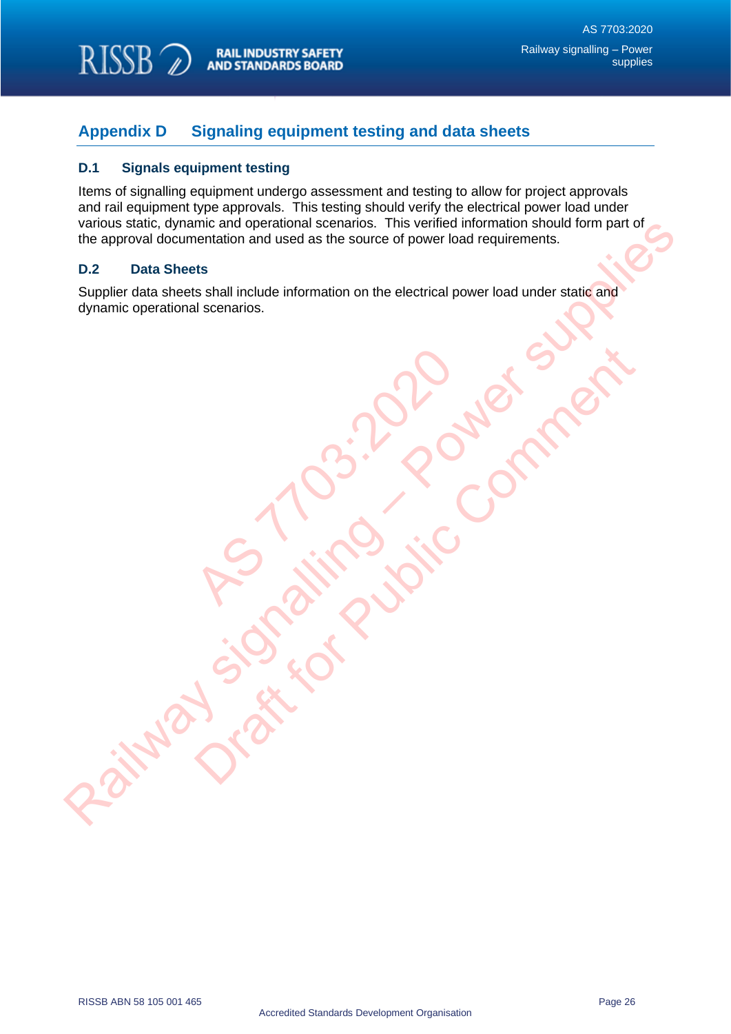# Appendix D Signaling equipment testing and data sheets

## D.1 Signals equipment testing

Items of signalling equipment undergo assessment and testing to allow for project approvals and rail equipment type approvals. This testing should verify the electrical power load under various static, dynamic and operational scenarios. This verified information should form part of the approval documentation and used as the source of power load requirements.

## D.2 Data Sheets

Supplier data sheets shall include information on the electrical power load under static and dynamic operational scenarios.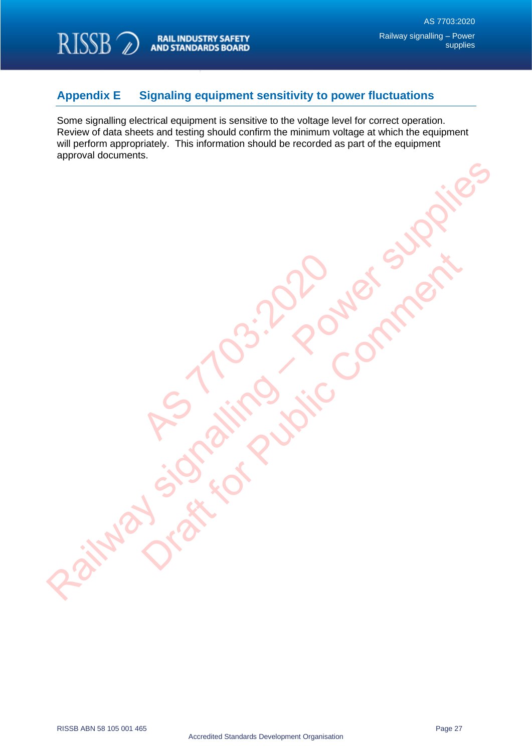# Appendix E Signaling equipment sensitivity to power fluctuations

Some signalling electrical equipment is sensitive to the voltage level for correct operation. Review of data sheets and testing should confirm the minimum voltage at which the equipment will perform appropriately. This information should be recorded as part of the equipment approval documents.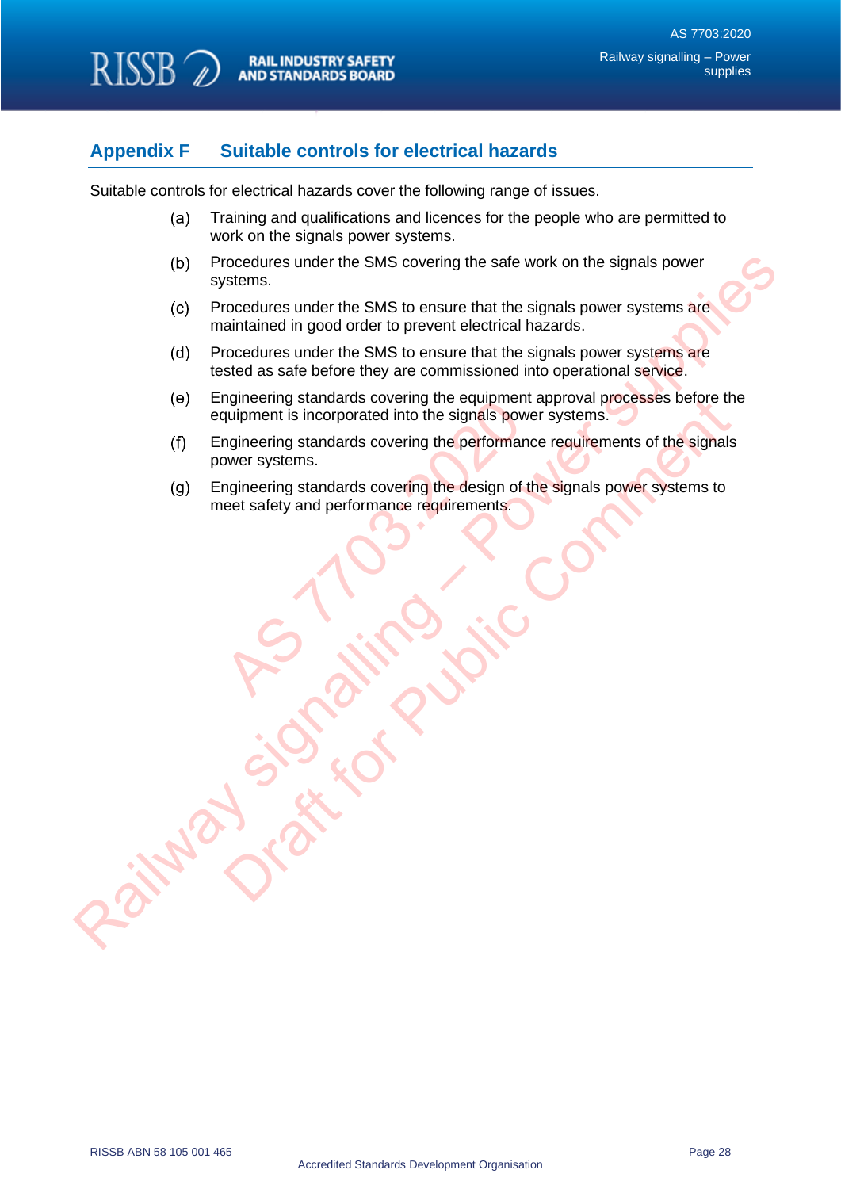## Appendix F Suitable controls for electrical hazards

Suitable controls for electrical hazards cover the following range of issues.

(a) Training and qualifications and licences for the people who are permitted to work on the signals power systems.

(b) Procedures under the SMS covering the safe work on the signals power systems.

(c) Procedures under the SMS to ensure that the signals power systems are maintained in good order to prevent electrical hazards.

(d) Procedures under the SMS to ensure that the signals power systems are tested as safe before they are commissioned into operational service.

(e) Engineering standards covering the equipment approval processes before the equipment is incorporated into the signals power systems.

(f) Engineering standards covering the performance requirements of the signals power systems.

(g) Engineering standards covering the design of the signals power systems to meet safety and performance requirements.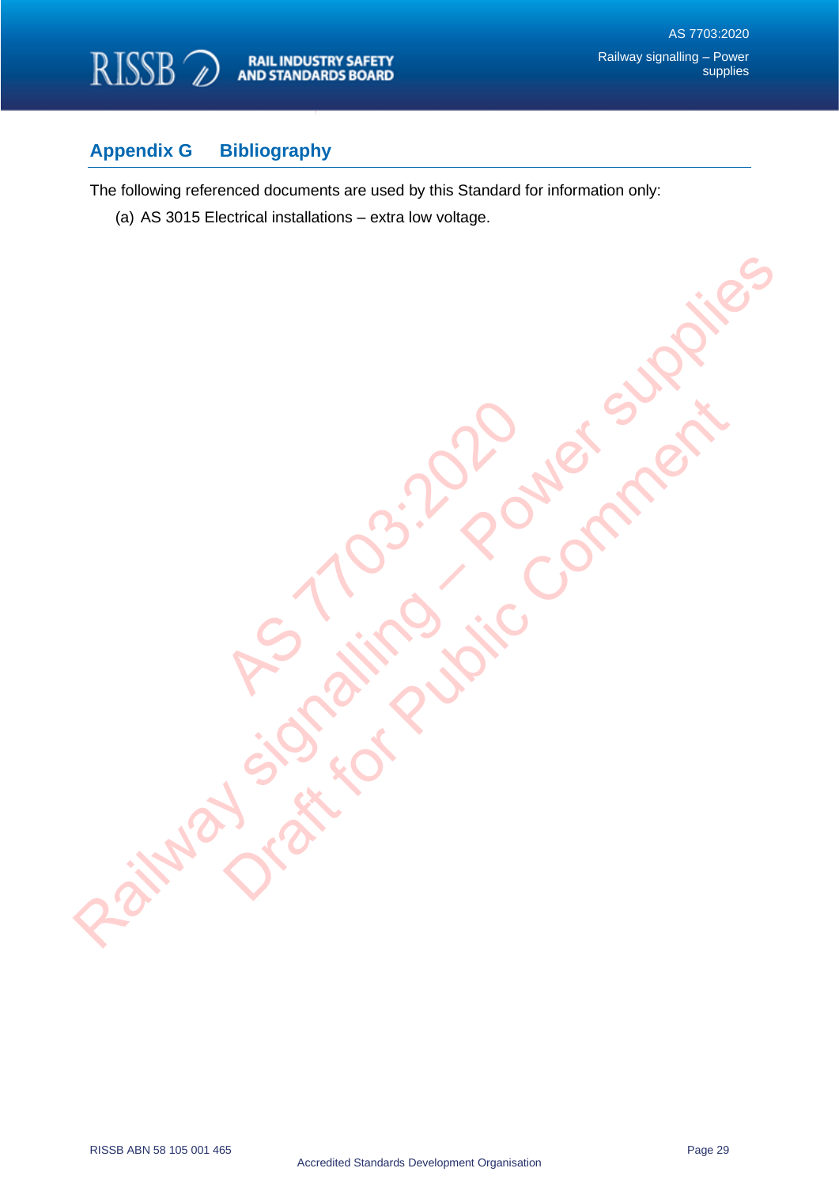# Appendix G Bibliography

The following referenced documents are used by this Standard for information only:

(a) AS 3015 Electrical installations – extra low voltage.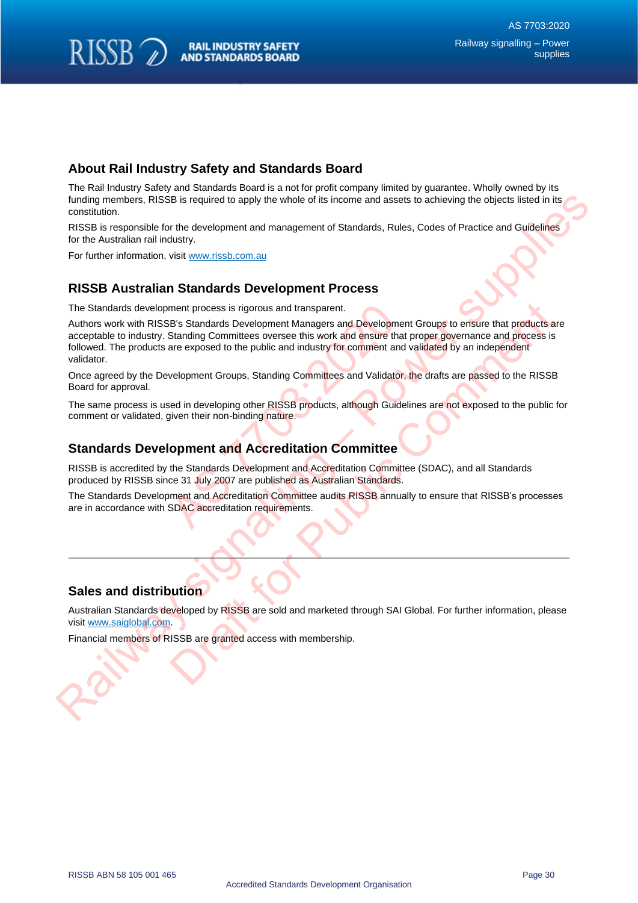## About Rail Industry Safety and Standards Board

The Rail Industry Safety and Standards Board is a not for profit company limited by guarantee. Wholly owned by its funding members, RISSB is required to apply the whole of its income and assets to achieving the objects listed in its constitution.

RISSB is responsible for the development and management of Standards, Rules, Codes of Practice and Guidelines for the Australian rail industry.

For further information, visit www.rissb.com.au

## RISSB Australian Standards Development Process

The Standards development process is rigorous and transparent.

Authors work with RISSB's Standards Development Managers and Development Groups to ensure that products are acceptable to industry. Standing Committees oversee this work and ensure that proper governance and process is followed. The products are exposed to the public and industry for comment and validated by an independent validator.

Once agreed by the Development Groups, Standing Committees and Validator, the drafts are passed to the RISSB Board for approval.

The same process is used in developing other RISSB products, although Guidelines are not exposed to the public for comment or validated, given their non-binding nature.

## Standards Development and Accreditation Committee

RISSB is accredited by the Standards Development and Accreditation Committee (SDAC), and all Standards produced by RISSB since 31 July 2007 are published as Australian Standards.

The Standards Development and Accreditation Committee audits RISSB annually to ensure that RISSB's processes are in accordance with SDAC accreditation requirements.

---

## Sales and distribution

Australian Standards developed by RISSB are sold and marketed through SAI Global. For further information, please visit www.saiglobal.com.

Financial members of RISSB are granted access with membership.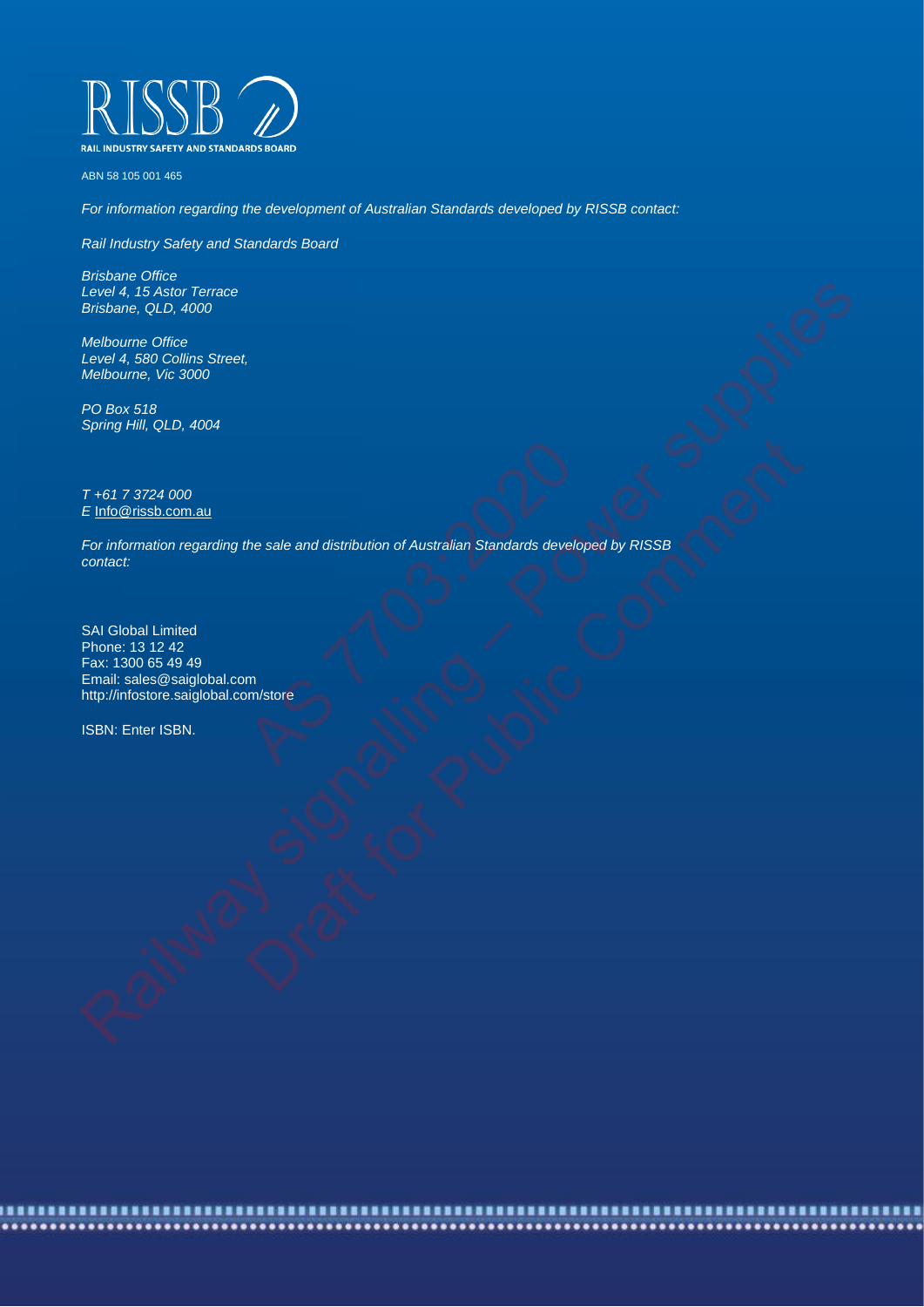RISSB

RAIL INDUSTRY SAFETY AND STANDARDS BOARD

ABN 58 105 001 465

*For information regarding the development of Australian Standards developed by RISSB contact:*

*Rail Industry Safety and Standards Board*

*Brisbane Office*
*Level 4, 15 Astor Terrace*
*Brisbane, QLD, 4000*

*Melbourne Office*
*Level 4, 580 Collins Street,*
*Melbourne, Vic 3000*

*PO Box 518*
*Spring Hill, QLD, 4004*

*T +61 7 3724 000*
*E* Info@rissb.com.au

*For information regarding the sale and distribution of Australian Standards developed by RISSB contact:*

SAI Global Limited
Phone: 13 12 42
Fax: 1300 65 49 49
Email: sales@saiglobal.com
http://infostore.saiglobal.com/store

ISBN: Enter ISBN.